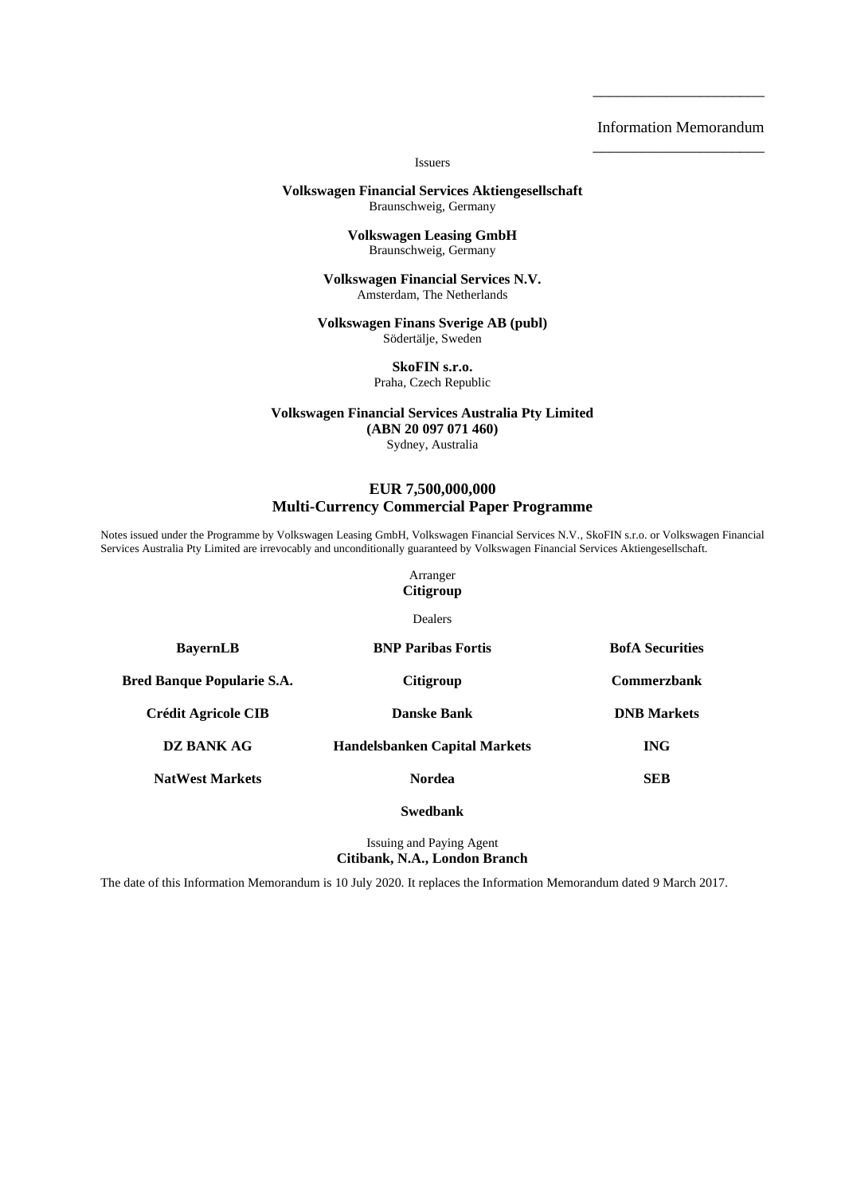Information Memorandum

Issuers

**Volkswagen Financial Services Aktiengesellschaft**
Braunschweig, Germany

**Volkswagen Leasing GmbH**
Braunschweig, Germany

**Volkswagen Financial Services N.V.**
Amsterdam, The Netherlands

**Volkswagen Finans Sverige AB (publ)**
Södertälje, Sweden

**SkoFIN s.r.o.**
Praha, Czech Republic

**Volkswagen Financial Services Australia Pty Limited**
**(ABN 20 097 071 460)**
Sydney, Australia

# EUR 7,500,000,000
# Multi-Currency Commercial Paper Programme

Notes issued under the Programme by Volkswagen Leasing GmbH, Volkswagen Financial Services N.V., SkoFIN s.r.o. or Volkswagen Financial Services Australia Pty Limited are irrevocably and unconditionally guaranteed by Volkswagen Financial Services Aktiengesellschaft.

Arranger
**Citigroup**

Dealers

**BayernLB**

**BNP Paribas Fortis**

**BofA Securities**

**Bred Banque Popularie S.A.**

**Citigroup**

**Commerzbank**

**Crédit Agricole CIB**

**Danske Bank**

**DNB Markets**

**DZ BANK AG**

**Handelsbanken Capital Markets**

**ING**

**NatWest Markets**

**Nordea**

**SEB**

**Swedbank**

Issuing and Paying Agent
**Citibank, N.A., London Branch**

The date of this Information Memorandum is 10 July 2020. It replaces the Information Memorandum dated 9 March 2017.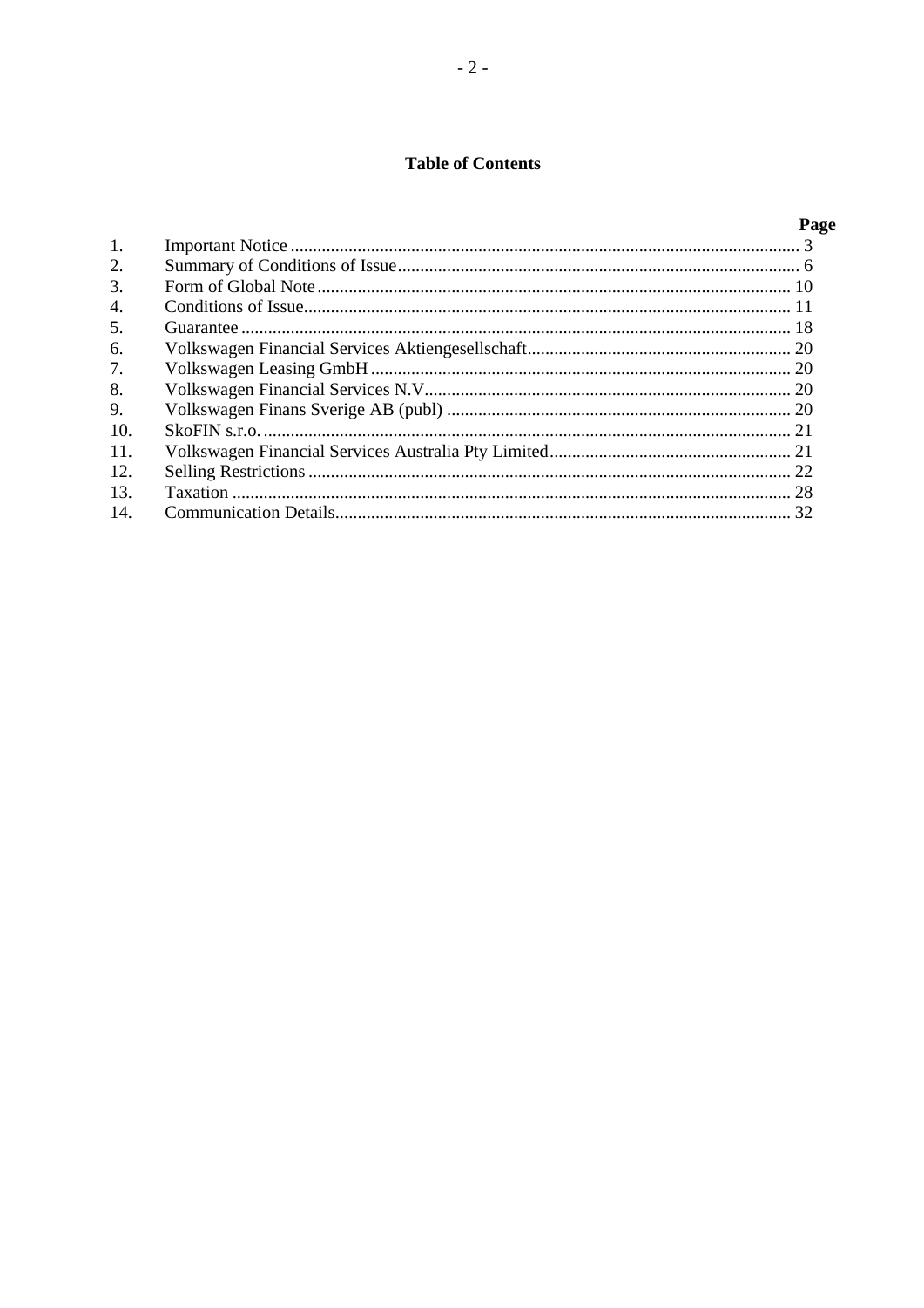# Table of Contents

| | | Page |
|---|---|---|
| 1. | Important Notice | 3 |
| 2. | Summary of Conditions of Issue | 6 |
| 3. | Form of Global Note | 10 |
| 4. | Conditions of Issue | 11 |
| 5. | Guarantee | 18 |
| 6. | Volkswagen Financial Services Aktiengesellschaft | 20 |
| 7. | Volkswagen Leasing GmbH | 20 |
| 8. | Volkswagen Financial Services N.V. | 20 |
| 9. | Volkswagen Finans Sverige AB (publ) | 20 |
| 10. | SkoFIN s.r.o. | 21 |
| 11. | Volkswagen Financial Services Australia Pty Limited | 21 |
| 12. | Selling Restrictions | 22 |
| 13. | Taxation | 28 |
| 14. | Communication Details | 32 |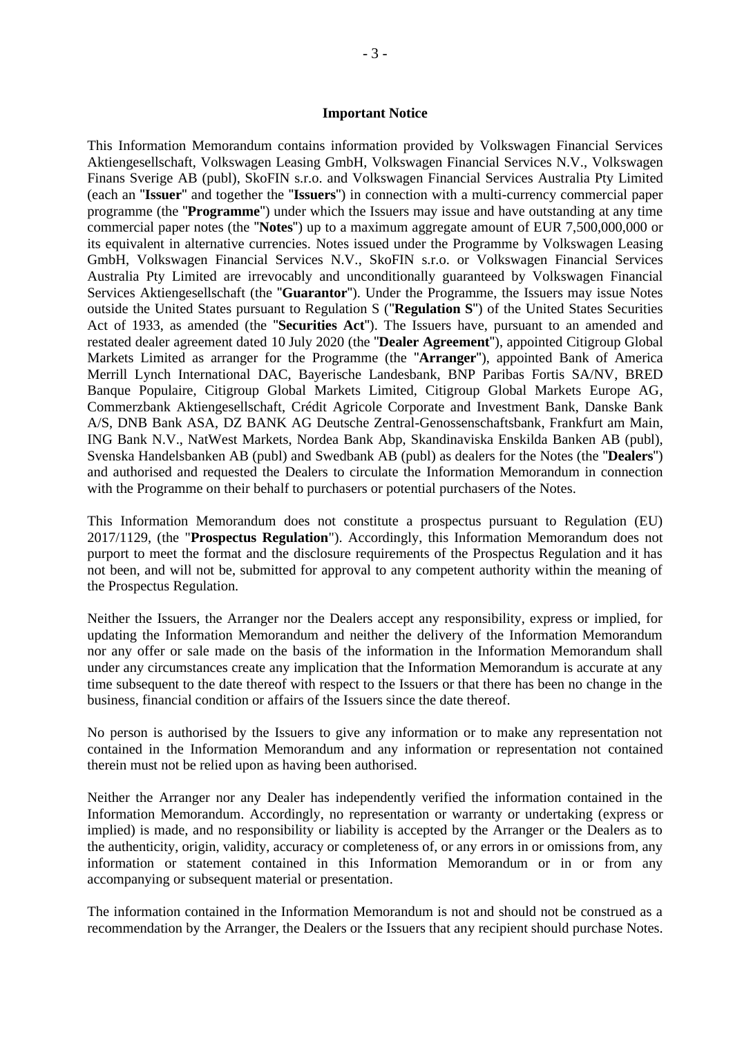## Important Notice

This Information Memorandum contains information provided by Volkswagen Financial Services Aktiengesellschaft, Volkswagen Leasing GmbH, Volkswagen Financial Services N.V., Volkswagen Finans Sverige AB (publ), SkoFIN s.r.o. and Volkswagen Financial Services Australia Pty Limited (each an "**Issuer**" and together the "**Issuers**") in connection with a multi-currency commercial paper programme (the "**Programme**") under which the Issuers may issue and have outstanding at any time commercial paper notes (the "**Notes**") up to a maximum aggregate amount of EUR 7,500,000,000 or its equivalent in alternative currencies. Notes issued under the Programme by Volkswagen Leasing GmbH, Volkswagen Financial Services N.V., SkoFIN s.r.o. or Volkswagen Financial Services Australia Pty Limited are irrevocably and unconditionally guaranteed by Volkswagen Financial Services Aktiengesellschaft (the "**Guarantor**"). Under the Programme, the Issuers may issue Notes outside the United States pursuant to Regulation S ("**Regulation S**") of the United States Securities Act of 1933, as amended (the "**Securities Act**"). The Issuers have, pursuant to an amended and restated dealer agreement dated 10 July 2020 (the "**Dealer Agreement**"), appointed Citigroup Global Markets Limited as arranger for the Programme (the "**Arranger**"), appointed Bank of America Merrill Lynch International DAC, Bayerische Landesbank, BNP Paribas Fortis SA/NV, BRED Banque Populaire, Citigroup Global Markets Limited, Citigroup Global Markets Europe AG, Commerzbank Aktiengesellschaft, Crédit Agricole Corporate and Investment Bank, Danske Bank A/S, DNB Bank ASA, DZ BANK AG Deutsche Zentral-Genossenschaftsbank, Frankfurt am Main, ING Bank N.V., NatWest Markets, Nordea Bank Abp, Skandinaviska Enskilda Banken AB (publ), Svenska Handelsbanken AB (publ) and Swedbank AB (publ) as dealers for the Notes (the "**Dealers**") and authorised and requested the Dealers to circulate the Information Memorandum in connection with the Programme on their behalf to purchasers or potential purchasers of the Notes.

This Information Memorandum does not constitute a prospectus pursuant to Regulation (EU) 2017/1129, (the "**Prospectus Regulation**"). Accordingly, this Information Memorandum does not purport to meet the format and the disclosure requirements of the Prospectus Regulation and it has not been, and will not be, submitted for approval to any competent authority within the meaning of the Prospectus Regulation.

Neither the Issuers, the Arranger nor the Dealers accept any responsibility, express or implied, for updating the Information Memorandum and neither the delivery of the Information Memorandum nor any offer or sale made on the basis of the information in the Information Memorandum shall under any circumstances create any implication that the Information Memorandum is accurate at any time subsequent to the date thereof with respect to the Issuers or that there has been no change in the business, financial condition or affairs of the Issuers since the date thereof.

No person is authorised by the Issuers to give any information or to make any representation not contained in the Information Memorandum and any information or representation not contained therein must not be relied upon as having been authorised.

Neither the Arranger nor any Dealer has independently verified the information contained in the Information Memorandum. Accordingly, no representation or warranty or undertaking (express or implied) is made, and no responsibility or liability is accepted by the Arranger or the Dealers as to the authenticity, origin, validity, accuracy or completeness of, or any errors in or omissions from, any information or statement contained in this Information Memorandum or in or from any accompanying or subsequent material or presentation.

The information contained in the Information Memorandum is not and should not be construed as a recommendation by the Arranger, the Dealers or the Issuers that any recipient should purchase Notes.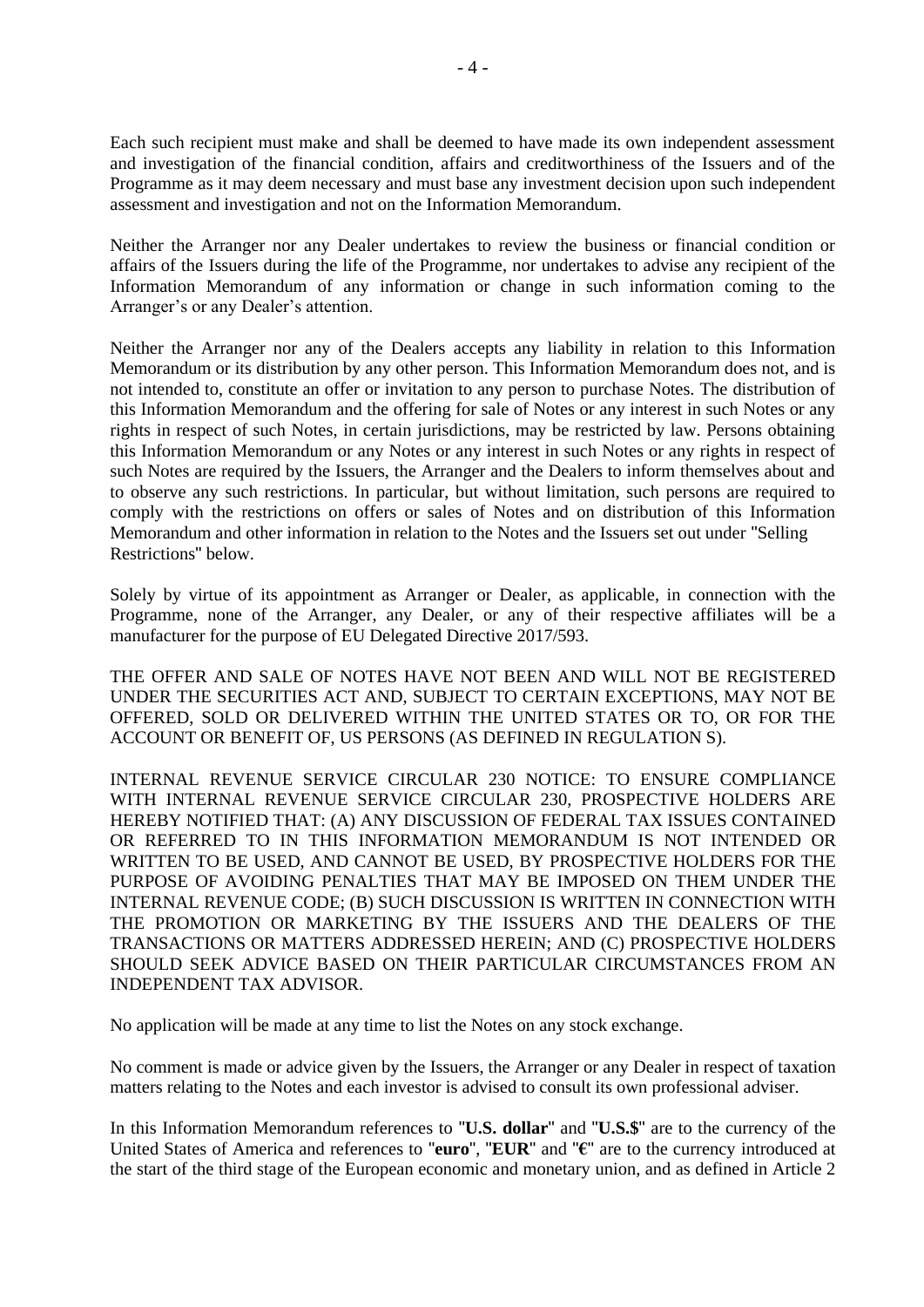Each such recipient must make and shall be deemed to have made its own independent assessment and investigation of the financial condition, affairs and creditworthiness of the Issuers and of the Programme as it may deem necessary and must base any investment decision upon such independent assessment and investigation and not on the Information Memorandum.

Neither the Arranger nor any Dealer undertakes to review the business or financial condition or affairs of the Issuers during the life of the Programme, nor undertakes to advise any recipient of the Information Memorandum of any information or change in such information coming to the Arranger's or any Dealer's attention.

Neither the Arranger nor any of the Dealers accepts any liability in relation to this Information Memorandum or its distribution by any other person. This Information Memorandum does not, and is not intended to, constitute an offer or invitation to any person to purchase Notes. The distribution of this Information Memorandum and the offering for sale of Notes or any interest in such Notes or any rights in respect of such Notes, in certain jurisdictions, may be restricted by law. Persons obtaining this Information Memorandum or any Notes or any interest in such Notes or any rights in respect of such Notes are required by the Issuers, the Arranger and the Dealers to inform themselves about and to observe any such restrictions. In particular, but without limitation, such persons are required to comply with the restrictions on offers or sales of Notes and on distribution of this Information Memorandum and other information in relation to the Notes and the Issuers set out under "Selling Restrictions" below.

Solely by virtue of its appointment as Arranger or Dealer, as applicable, in connection with the Programme, none of the Arranger, any Dealer, or any of their respective affiliates will be a manufacturer for the purpose of EU Delegated Directive 2017/593.

THE OFFER AND SALE OF NOTES HAVE NOT BEEN AND WILL NOT BE REGISTERED UNDER THE SECURITIES ACT AND, SUBJECT TO CERTAIN EXCEPTIONS, MAY NOT BE OFFERED, SOLD OR DELIVERED WITHIN THE UNITED STATES OR TO, OR FOR THE ACCOUNT OR BENEFIT OF, US PERSONS (AS DEFINED IN REGULATION S).

INTERNAL REVENUE SERVICE CIRCULAR 230 NOTICE: TO ENSURE COMPLIANCE WITH INTERNAL REVENUE SERVICE CIRCULAR 230, PROSPECTIVE HOLDERS ARE HEREBY NOTIFIED THAT: (A) ANY DISCUSSION OF FEDERAL TAX ISSUES CONTAINED OR REFERRED TO IN THIS INFORMATION MEMORANDUM IS NOT INTENDED OR WRITTEN TO BE USED, AND CANNOT BE USED, BY PROSPECTIVE HOLDERS FOR THE PURPOSE OF AVOIDING PENALTIES THAT MAY BE IMPOSED ON THEM UNDER THE INTERNAL REVENUE CODE; (B) SUCH DISCUSSION IS WRITTEN IN CONNECTION WITH THE PROMOTION OR MARKETING BY THE ISSUERS AND THE DEALERS OF THE TRANSACTIONS OR MATTERS ADDRESSED HEREIN; AND (C) PROSPECTIVE HOLDERS SHOULD SEEK ADVICE BASED ON THEIR PARTICULAR CIRCUMSTANCES FROM AN INDEPENDENT TAX ADVISOR.

No application will be made at any time to list the Notes on any stock exchange.

No comment is made or advice given by the Issuers, the Arranger or any Dealer in respect of taxation matters relating to the Notes and each investor is advised to consult its own professional adviser.

In this Information Memorandum references to "**U.S. dollar**" and "**U.S.$**" are to the currency of the United States of America and references to "**euro**", "**EUR**" and "**€**" are to the currency introduced at the start of the third stage of the European economic and monetary union, and as defined in Article 2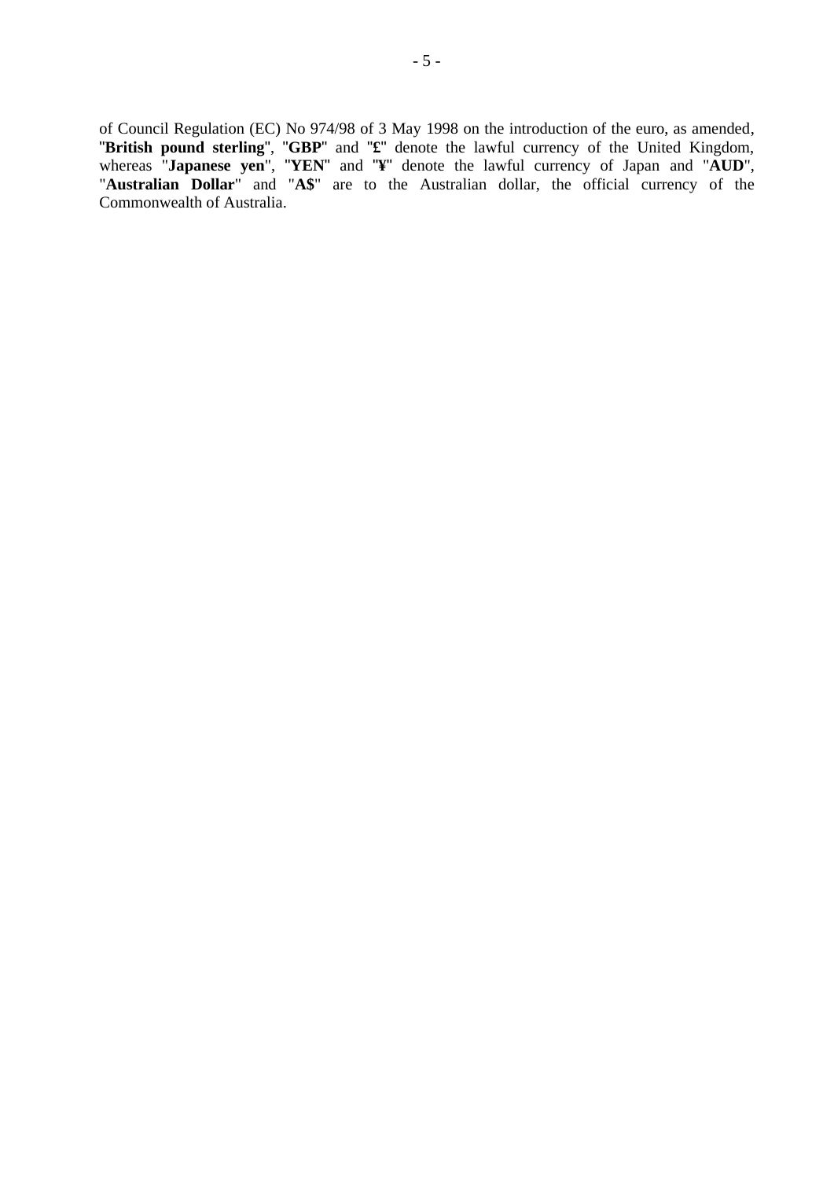of Council Regulation (EC) No 974/98 of 3 May 1998 on the introduction of the euro, as amended, "**British pound sterling**", "**GBP**" and "**£**" denote the lawful currency of the United Kingdom, whereas "**Japanese yen**", "**YEN**" and "**¥**" denote the lawful currency of Japan and "**AUD**", "**Australian Dollar**" and "**A$**" are to the Australian dollar, the official currency of the Commonwealth of Australia.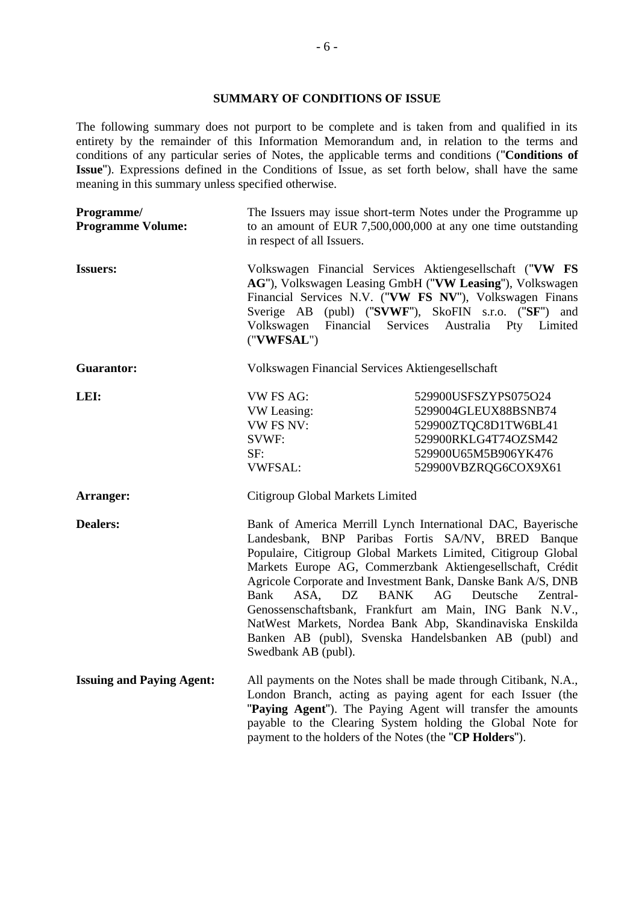## SUMMARY OF CONDITIONS OF ISSUE

The following summary does not purport to be complete and is taken from and qualified in its entirety by the remainder of this Information Memorandum and, in relation to the terms and conditions of any particular series of Notes, the applicable terms and conditions ("**Conditions of Issue**"). Expressions defined in the Conditions of Issue, as set forth below, shall have the same meaning in this summary unless specified otherwise.

**Programme/ Programme Volume:** The Issuers may issue short-term Notes under the Programme up to an amount of EUR 7,500,000,000 at any one time outstanding in respect of all Issuers.

**Issuers:** Volkswagen Financial Services Aktiengesellschaft ("**VW FS AG**"), Volkswagen Leasing GmbH ("**VW Leasing**"), Volkswagen Financial Services N.V. ("**VW FS NV**"), Volkswagen Finans Sverige AB (publ) ("**SVWF**"), SkoFIN s.r.o. ("**SF**") and Volkswagen Financial Services Australia Pty Limited ("**VWFSAL**")

**Guarantor:** Volkswagen Financial Services Aktiengesellschaft

**LEI:**

| | |
|---|---|
| VW FS AG: | 529900USFSZYPS075O24 |
| VW Leasing: | 5299004GLEUX88BSNB74 |
| VW FS NV: | 529900ZTQC8D1TW6BL41 |
| SVWF: | 529900RKLG4T74OZSM42 |
| SF: | 529900U65M5B906YK476 |
| VWFSAL: | 529900VBZRQG6COX9X61 |

**Arranger:** Citigroup Global Markets Limited

**Dealers:** Bank of America Merrill Lynch International DAC, Bayerische Landesbank, BNP Paribas Fortis SA/NV, BRED Banque Populaire, Citigroup Global Markets Limited, Citigroup Global Markets Europe AG, Commerzbank Aktiengesellschaft, Crédit Agricole Corporate and Investment Bank, Danske Bank A/S, DNB Bank ASA, DZ BANK AG Deutsche Zentral-Genossenschaftsbank, Frankfurt am Main, ING Bank N.V., NatWest Markets, Nordea Bank Abp, Skandinaviska Enskilda Banken AB (publ), Svenska Handelsbanken AB (publ) and Swedbank AB (publ).

**Issuing and Paying Agent:** All payments on the Notes shall be made through Citibank, N.A., London Branch, acting as paying agent for each Issuer (the "**Paying Agent**"). The Paying Agent will transfer the amounts payable to the Clearing System holding the Global Note for payment to the holders of the Notes (the "**CP Holders**").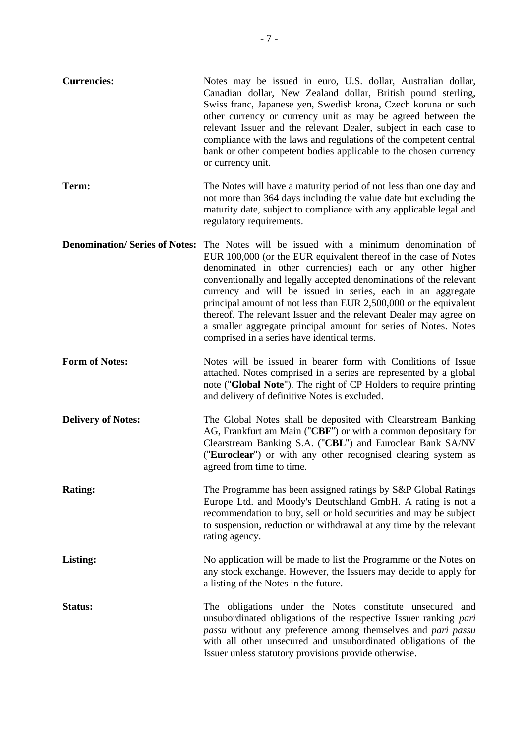**Currencies:** Notes may be issued in euro, U.S. dollar, Australian dollar, Canadian dollar, New Zealand dollar, British pound sterling, Swiss franc, Japanese yen, Swedish krona, Czech koruna or such other currency or currency unit as may be agreed between the relevant Issuer and the relevant Dealer, subject in each case to compliance with the laws and regulations of the competent central bank or other competent bodies applicable to the chosen currency or currency unit.

**Term:** The Notes will have a maturity period of not less than one day and not more than 364 days including the value date but excluding the maturity date, subject to compliance with any applicable legal and regulatory requirements.

**Denomination/ Series of Notes:** The Notes will be issued with a minimum denomination of EUR 100,000 (or the EUR equivalent thereof in the case of Notes denominated in other currencies) each or any other higher conventionally and legally accepted denominations of the relevant currency and will be issued in series, each in an aggregate principal amount of not less than EUR 2,500,000 or the equivalent thereof. The relevant Issuer and the relevant Dealer may agree on a smaller aggregate principal amount for series of Notes. Notes comprised in a series have identical terms.

**Form of Notes:** Notes will be issued in bearer form with Conditions of Issue attached. Notes comprised in a series are represented by a global note ("**Global Note**"). The right of CP Holders to require printing and delivery of definitive Notes is excluded.

**Delivery of Notes:** The Global Notes shall be deposited with Clearstream Banking AG, Frankfurt am Main ("**CBF**") or with a common depositary for Clearstream Banking S.A. ("**CBL**") and Euroclear Bank SA/NV ("**Euroclear**") or with any other recognised clearing system as agreed from time to time.

**Rating:** The Programme has been assigned ratings by S&P Global Ratings Europe Ltd. and Moody's Deutschland GmbH. A rating is not a recommendation to buy, sell or hold securities and may be subject to suspension, reduction or withdrawal at any time by the relevant rating agency.

**Listing:** No application will be made to list the Programme or the Notes on any stock exchange. However, the Issuers may decide to apply for a listing of the Notes in the future.

**Status:** The obligations under the Notes constitute unsecured and unsubordinated obligations of the respective Issuer ranking *pari passu* without any preference among themselves and *pari passu* with all other unsecured and unsubordinated obligations of the Issuer unless statutory provisions provide otherwise.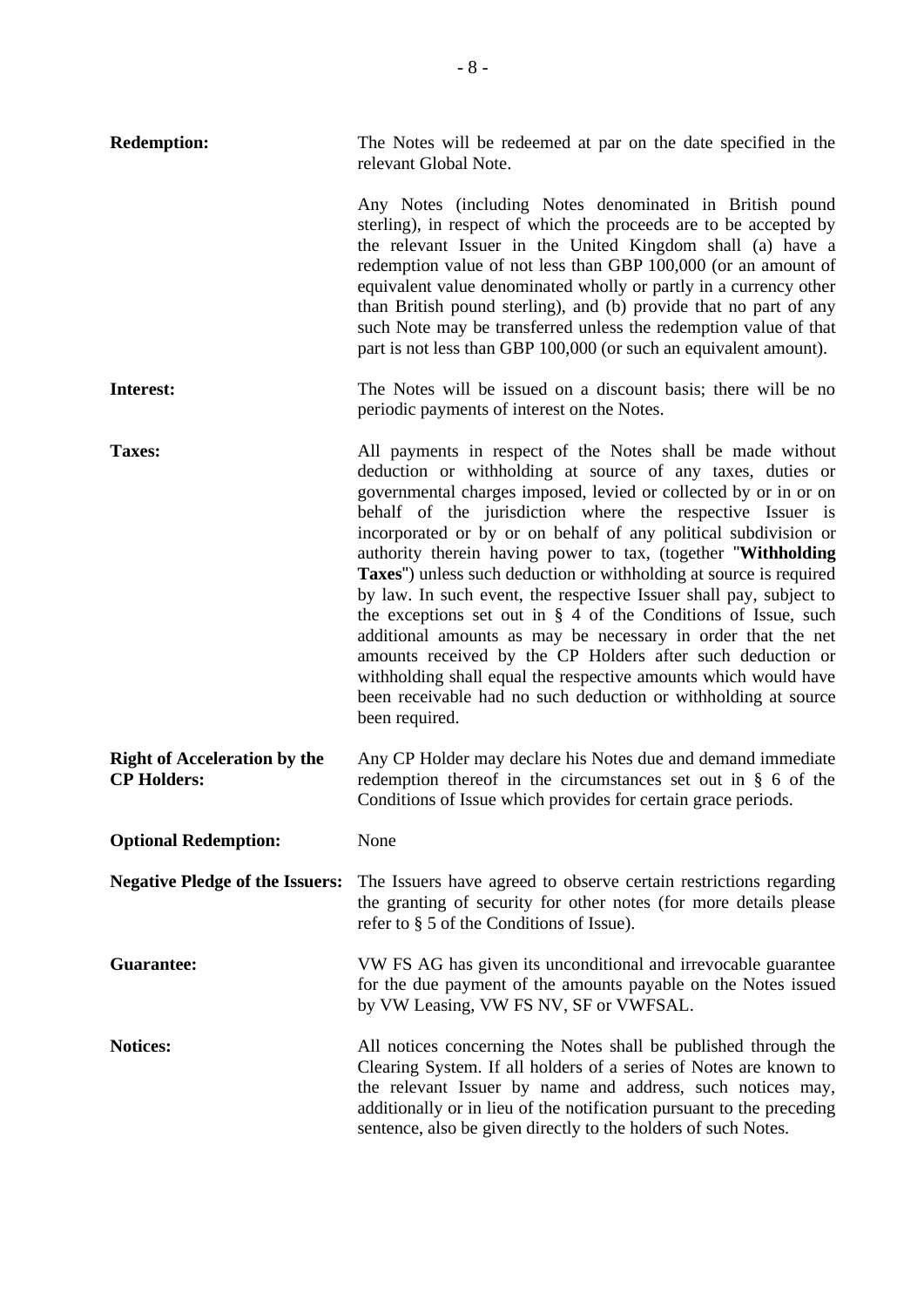**Redemption:** The Notes will be redeemed at par on the date specified in the relevant Global Note.

Any Notes (including Notes denominated in British pound sterling), in respect of which the proceeds are to be accepted by the relevant Issuer in the United Kingdom shall (a) have a redemption value of not less than GBP 100,000 (or an amount of equivalent value denominated wholly or partly in a currency other than British pound sterling), and (b) provide that no part of any such Note may be transferred unless the redemption value of that part is not less than GBP 100,000 (or such an equivalent amount).

**Interest:** The Notes will be issued on a discount basis; there will be no periodic payments of interest on the Notes.

**Taxes:** All payments in respect of the Notes shall be made without deduction or withholding at source of any taxes, duties or governmental charges imposed, levied or collected by or in or on behalf of the jurisdiction where the respective Issuer is incorporated or by or on behalf of any political subdivision or authority therein having power to tax, (together "**Withholding Taxes**") unless such deduction or withholding at source is required by law. In such event, the respective Issuer shall pay, subject to the exceptions set out in § 4 of the Conditions of Issue, such additional amounts as may be necessary in order that the net amounts received by the CP Holders after such deduction or withholding shall equal the respective amounts which would have been receivable had no such deduction or withholding at source been required.

**Right of Acceleration by the CP Holders:** Any CP Holder may declare his Notes due and demand immediate redemption thereof in the circumstances set out in § 6 of the Conditions of Issue which provides for certain grace periods.

**Optional Redemption:** None

**Negative Pledge of the Issuers:** The Issuers have agreed to observe certain restrictions regarding the granting of security for other notes (for more details please refer to § 5 of the Conditions of Issue).

**Guarantee:** VW FS AG has given its unconditional and irrevocable guarantee for the due payment of the amounts payable on the Notes issued by VW Leasing, VW FS NV, SF or VWFSAL.

**Notices:** All notices concerning the Notes shall be published through the Clearing System. If all holders of a series of Notes are known to the relevant Issuer by name and address, such notices may, additionally or in lieu of the notification pursuant to the preceding sentence, also be given directly to the holders of such Notes.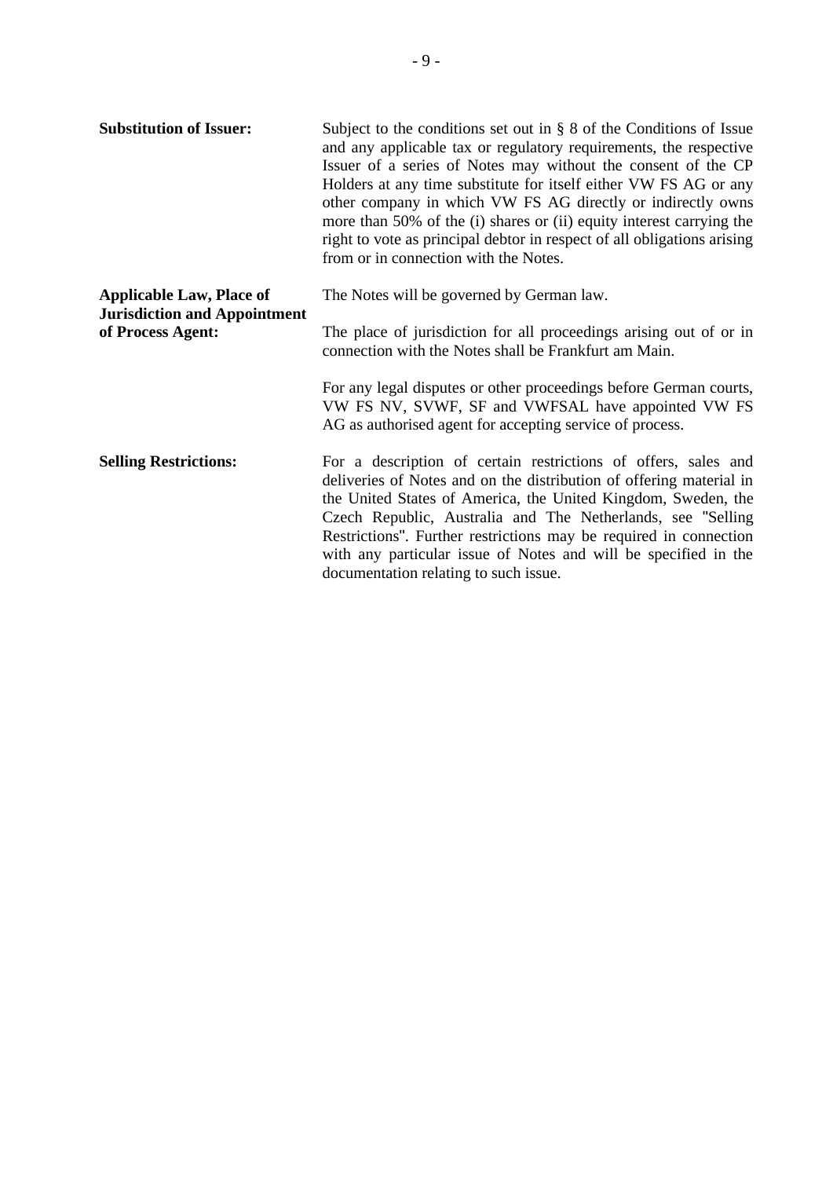| | |
|---|---|
| **Substitution of Issuer:** | Subject to the conditions set out in § 8 of the Conditions of Issue and any applicable tax or regulatory requirements, the respective Issuer of a series of Notes may without the consent of the CP Holders at any time substitute for itself either VW FS AG or any other company in which VW FS AG directly or indirectly owns more than 50% of the (i) shares or (ii) equity interest carrying the right to vote as principal debtor in respect of all obligations arising from or in connection with the Notes. |
| **Applicable Law, Place of Jurisdiction and Appointment of Process Agent:** | The Notes will be governed by German law.<br><br>The place of jurisdiction for all proceedings arising out of or in connection with the Notes shall be Frankfurt am Main.<br><br>For any legal disputes or other proceedings before German courts, VW FS NV, SVWF, SF and VWFSAL have appointed VW FS AG as authorised agent for accepting service of process. |
| **Selling Restrictions:** | For a description of certain restrictions of offers, sales and deliveries of Notes and on the distribution of offering material in the United States of America, the United Kingdom, Sweden, the Czech Republic, Australia and The Netherlands, see "Selling Restrictions". Further restrictions may be required in connection with any particular issue of Notes and will be specified in the documentation relating to such issue. |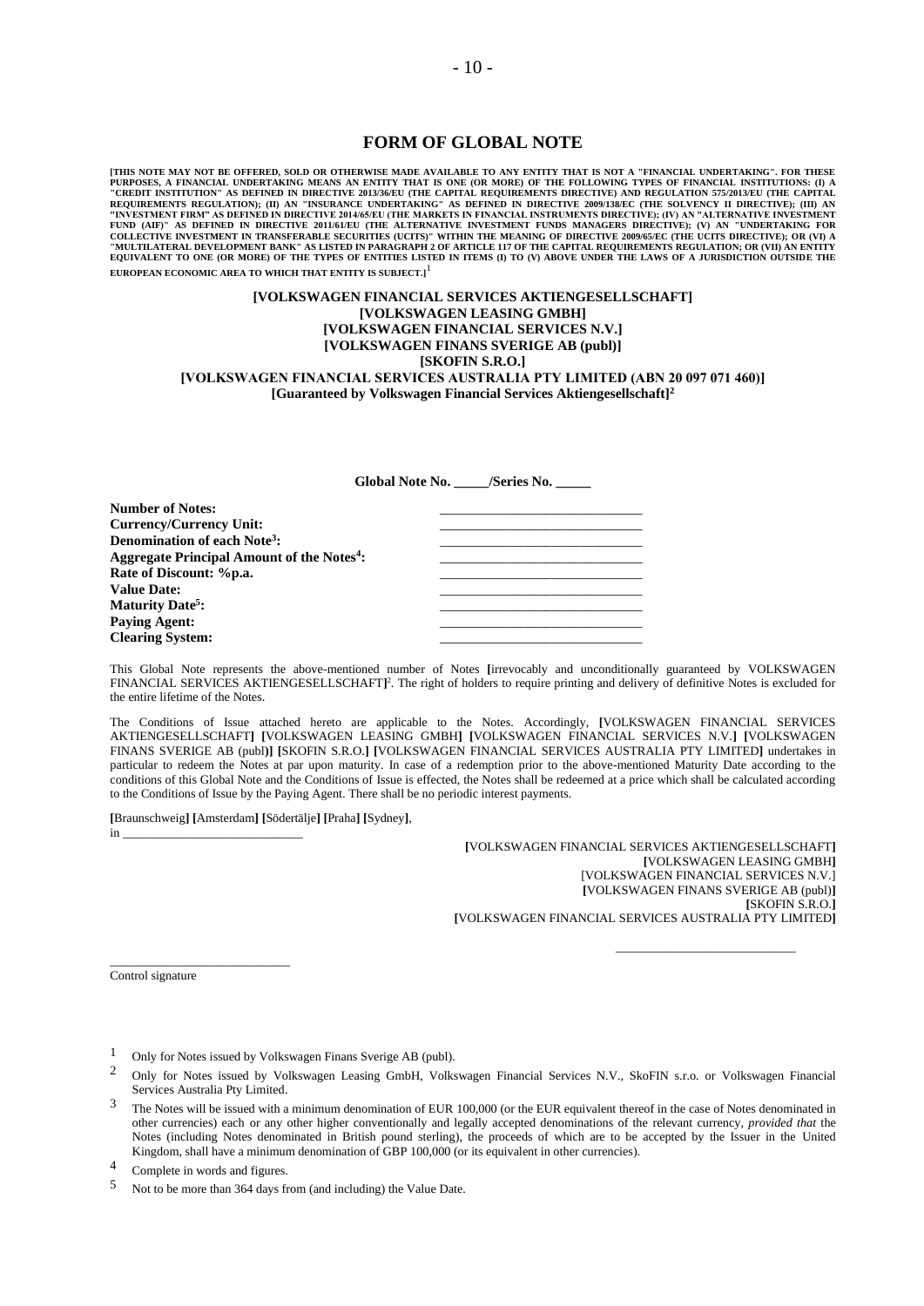# FORM OF GLOBAL NOTE

**[THIS NOTE MAY NOT BE OFFERED, SOLD OR OTHERWISE MADE AVAILABLE TO ANY ENTITY THAT IS NOT A "FINANCIAL UNDERTAKING". FOR THESE PURPOSES, A FINANCIAL UNDERTAKING MEANS AN ENTITY THAT IS ONE (OR MORE) OF THE FOLLOWING TYPES OF FINANCIAL INSTITUTIONS: (I) A "CREDIT INSTITUTION" AS DEFINED IN DIRECTIVE 2013/36/EU (THE CAPITAL REQUIREMENTS DIRECTIVE) AND REGULATION 575/2013/EU (THE CAPITAL REQUIREMENTS REGULATION); (II) AN "INSURANCE UNDERTAKING" AS DEFINED IN DIRECTIVE 2009/138/EC (THE SOLVENCY II DIRECTIVE); (III) AN "INVESTMENT FIRM" AS DEFINED IN DIRECTIVE 2014/65/EU (THE MARKETS IN FINANCIAL INSTRUMENTS DIRECTIVE); (IV) AN "ALTERNATIVE INVESTMENT FUND (AIF)" AS DEFINED IN DIRECTIVE 2011/61/EU (THE ALTERNATIVE INVESTMENT FUNDS MANAGERS DIRECTIVE); (V) AN "UNDERTAKING FOR COLLECTIVE INVESTMENT IN TRANSFERABLE SECURITIES (UCITS)" WITHIN THE MEANING OF DIRECTIVE 2009/65/EC (THE UCITS DIRECTIVE); OR (VI) A "MULTILATERAL DEVELOPMENT BANK" AS LISTED IN PARAGRAPH 2 OF ARTICLE 117 OF THE CAPITAL REQUIREMENTS REGULATION; OR (VII) AN ENTITY EQUIVALENT TO ONE (OR MORE) OF THE TYPES OF ENTITIES LISTED IN ITEMS (I) TO (V) ABOVE UNDER THE LAWS OF A JURISDICTION OUTSIDE THE EUROPEAN ECONOMIC AREA TO WHICH THAT ENTITY IS SUBJECT.]**[1]

**[VOLKSWAGEN FINANCIAL SERVICES AKTIENGESELLSCHAFT]**
**[VOLKSWAGEN LEASING GMBH]**
**[VOLKSWAGEN FINANCIAL SERVICES N.V.]**
**[VOLKSWAGEN FINANS SVERIGE AB (publ)]**
**[SKOFIN S.R.O.]**
**[VOLKSWAGEN FINANCIAL SERVICES AUSTRALIA PTY LIMITED (ABN 20 097 071 460)]**
**[Guaranteed by Volkswagen Financial Services Aktiengesellschaft]**[2]

**Global Note No. _____/Series No. _____**

| | |
|---|---|
| **Number of Notes:** | ______________________________ |
| **Currency/Currency Unit:** | ______________________________ |
| **Denomination of each Note**[3]**:** | ______________________________ |
| **Aggregate Principal Amount of the Notes**[4]**:** | ______________________________ |
| **Rate of Discount: %p.a.** | ______________________________ |
| **Value Date:** | ______________________________ |
| **Maturity Date**[5]**:** | ______________________________ |
| **Paying Agent:** | ______________________________ |
| **Clearing System:** | ______________________________ |

This Global Note represents the above-mentioned number of Notes **[**irrevocably and unconditionally guaranteed by VOLKSWAGEN FINANCIAL SERVICES AKTIENGESELLSCHAFT**]**[2]. The right of holders to require printing and delivery of definitive Notes is excluded for the entire lifetime of the Notes.

The Conditions of Issue attached hereto are applicable to the Notes. Accordingly, **[**VOLKSWAGEN FINANCIAL SERVICES AKTIENGESELLSCHAFT**]** **[**VOLKSWAGEN LEASING GMBH**]** **[**VOLKSWAGEN FINANCIAL SERVICES N.V.**]** **[**VOLKSWAGEN FINANS SVERIGE AB (publ)**]** **[**SKOFIN S.R.O.**]** **[**VOLKSWAGEN FINANCIAL SERVICES AUSTRALIA PTY LIMITED**]** undertakes in particular to redeem the Notes at par upon maturity. In case of a redemption prior to the above-mentioned Maturity Date according to the conditions of this Global Note and the Conditions of Issue is effected, the Notes shall be redeemed at a price which shall be calculated according to the Conditions of Issue by the Paying Agent. There shall be no periodic interest payments.

**[**Braunschweig**]** **[**Amsterdam**]** **[**Södertälje**]** **[**Praha**]** **[**Sydney**]**,
in ____________________________

**[**VOLKSWAGEN FINANCIAL SERVICES AKTIENGESELLSCHAFT**]**
**[**VOLKSWAGEN LEASING GMBH**]**
[VOLKSWAGEN FINANCIAL SERVICES N.V.]
**[**VOLKSWAGEN FINANS SVERIGE AB (publ)**]**
**[**SKOFIN S.R.O.**]**
**[**VOLKSWAGEN FINANCIAL SERVICES AUSTRALIA PTY LIMITED**]**

____________________________

____________________________
Control signature

---

[1] Only for Notes issued by Volkswagen Finans Sverige AB (publ).

[2] Only for Notes issued by Volkswagen Leasing GmbH, Volkswagen Financial Services N.V., SkoFIN s.r.o. or Volkswagen Financial Services Australia Pty Limited.

[3] The Notes will be issued with a minimum denomination of EUR 100,000 (or the EUR equivalent thereof in the case of Notes denominated in other currencies) each or any other higher conventionally and legally accepted denominations of the relevant currency, *provided that* the Notes (including Notes denominated in British pound sterling), the proceeds of which are to be accepted by the Issuer in the United Kingdom, shall have a minimum denomination of GBP 100,000 (or its equivalent in other currencies).

[4] Complete in words and figures.

[5] Not to be more than 364 days from (and including) the Value Date.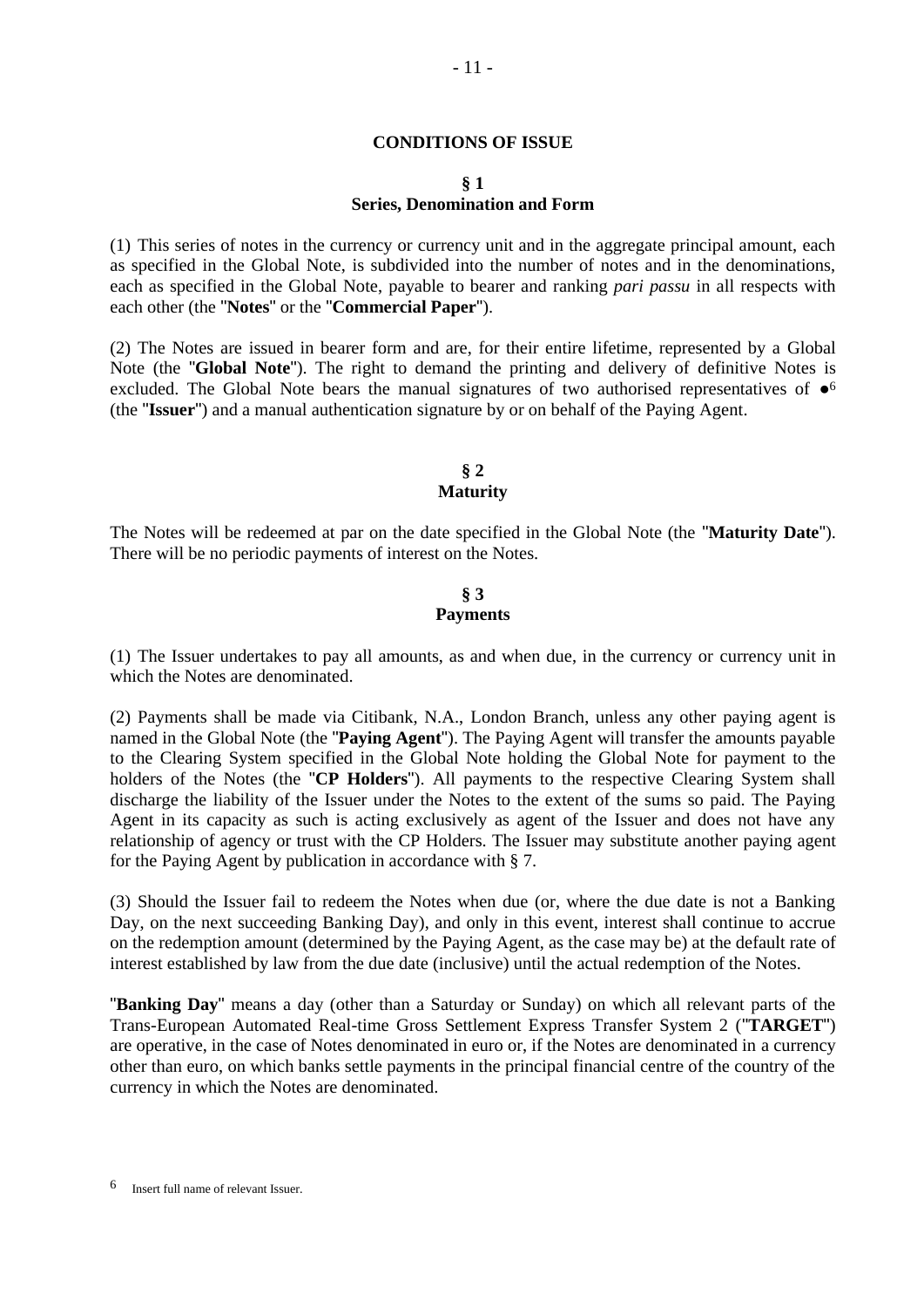# CONDITIONS OF ISSUE

## § 1
## Series, Denomination and Form

(1) This series of notes in the currency or currency unit and in the aggregate principal amount, each as specified in the Global Note, is subdivided into the number of notes and in the denominations, each as specified in the Global Note, payable to bearer and ranking *pari passu* in all respects with each other (the "**Notes**" or the "**Commercial Paper**").

(2) The Notes are issued in bearer form and are, for their entire lifetime, represented by a Global Note (the "**Global Note**"). The right to demand the printing and delivery of definitive Notes is excluded. The Global Note bears the manual signatures of two authorised representatives of ●[6] (the "**Issuer**") and a manual authentication signature by or on behalf of the Paying Agent.

## § 2
## Maturity

The Notes will be redeemed at par on the date specified in the Global Note (the "**Maturity Date**"). There will be no periodic payments of interest on the Notes.

## § 3
## Payments

(1) The Issuer undertakes to pay all amounts, as and when due, in the currency or currency unit in which the Notes are denominated.

(2) Payments shall be made via Citibank, N.A., London Branch, unless any other paying agent is named in the Global Note (the "**Paying Agent**"). The Paying Agent will transfer the amounts payable to the Clearing System specified in the Global Note holding the Global Note for payment to the holders of the Notes (the "**CP Holders**"). All payments to the respective Clearing System shall discharge the liability of the Issuer under the Notes to the extent of the sums so paid. The Paying Agent in its capacity as such is acting exclusively as agent of the Issuer and does not have any relationship of agency or trust with the CP Holders. The Issuer may substitute another paying agent for the Paying Agent by publication in accordance with § 7.

(3) Should the Issuer fail to redeem the Notes when due (or, where the due date is not a Banking Day, on the next succeeding Banking Day), and only in this event, interest shall continue to accrue on the redemption amount (determined by the Paying Agent, as the case may be) at the default rate of interest established by law from the due date (inclusive) until the actual redemption of the Notes.

"**Banking Day**" means a day (other than a Saturday or Sunday) on which all relevant parts of the Trans-European Automated Real-time Gross Settlement Express Transfer System 2 ("**TARGET**") are operative, in the case of Notes denominated in euro or, if the Notes are denominated in a currency other than euro, on which banks settle payments in the principal financial centre of the country of the currency in which the Notes are denominated.

---

[6] Insert full name of relevant Issuer.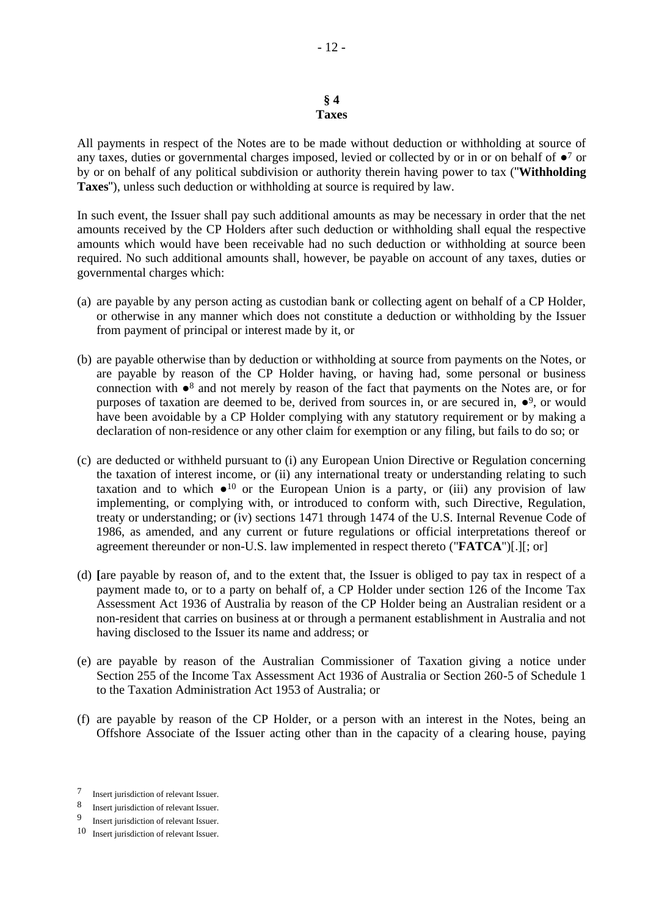## § 4
## Taxes

All payments in respect of the Notes are to be made without deduction or withholding at source of any taxes, duties or governmental charges imposed, levied or collected by or in or on behalf of ●[7] or by or on behalf of any political subdivision or authority therein having power to tax ("**Withholding Taxes**"), unless such deduction or withholding at source is required by law.

In such event, the Issuer shall pay such additional amounts as may be necessary in order that the net amounts received by the CP Holders after such deduction or withholding shall equal the respective amounts which would have been receivable had no such deduction or withholding at source been required. No such additional amounts shall, however, be payable on account of any taxes, duties or governmental charges which:

(a) are payable by any person acting as custodian bank or collecting agent on behalf of a CP Holder, or otherwise in any manner which does not constitute a deduction or withholding by the Issuer from payment of principal or interest made by it, or

(b) are payable otherwise than by deduction or withholding at source from payments on the Notes, or are payable by reason of the CP Holder having, or having had, some personal or business connection with ●[8] and not merely by reason of the fact that payments on the Notes are, or for purposes of taxation are deemed to be, derived from sources in, or are secured in, ●[9], or would have been avoidable by a CP Holder complying with any statutory requirement or by making a declaration of non-residence or any other claim for exemption or any filing, but fails to do so; or

(c) are deducted or withheld pursuant to (i) any European Union Directive or Regulation concerning the taxation of interest income, or (ii) any international treaty or understanding relating to such taxation and to which ●[10] or the European Union is a party, or (iii) any provision of law implementing, or complying with, or introduced to conform with, such Directive, Regulation, treaty or understanding; or (iv) sections 1471 through 1474 of the U.S. Internal Revenue Code of 1986, as amended, and any current or future regulations or official interpretations thereof or agreement thereunder or non-U.S. law implemented in respect thereto ("**FATCA**")[.][; or]

(d) **[**are payable by reason of, and to the extent that, the Issuer is obliged to pay tax in respect of a payment made to, or to a party on behalf of, a CP Holder under section 126 of the Income Tax Assessment Act 1936 of Australia by reason of the CP Holder being an Australian resident or a non-resident that carries on business at or through a permanent establishment in Australia and not having disclosed to the Issuer its name and address; or

(e) are payable by reason of the Australian Commissioner of Taxation giving a notice under Section 255 of the Income Tax Assessment Act 1936 of Australia or Section 260-5 of Schedule 1 to the Taxation Administration Act 1953 of Australia; or

(f) are payable by reason of the CP Holder, or a person with an interest in the Notes, being an Offshore Associate of the Issuer acting other than in the capacity of a clearing house, paying

---

[7] Insert jurisdiction of relevant Issuer.

[8] Insert jurisdiction of relevant Issuer.

[9] Insert jurisdiction of relevant Issuer.

[10] Insert jurisdiction of relevant Issuer.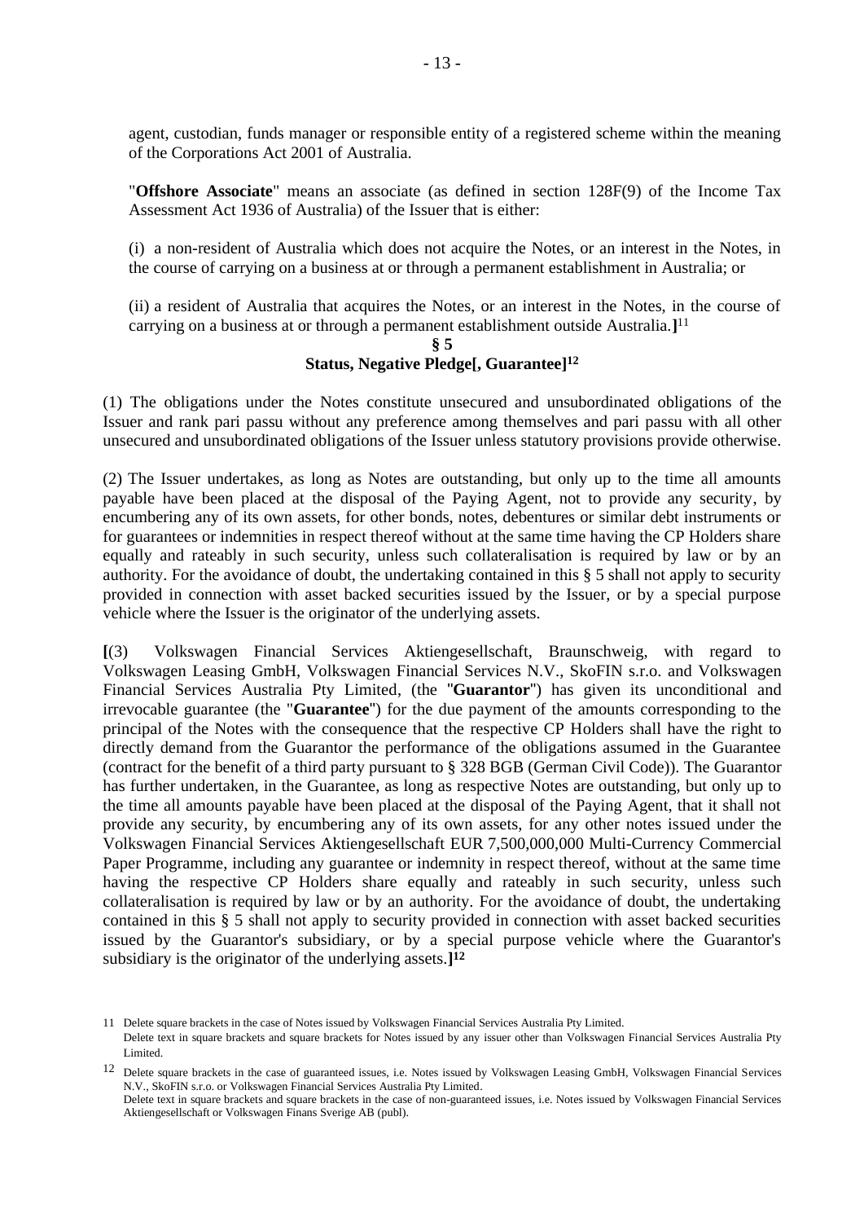agent, custodian, funds manager or responsible entity of a registered scheme within the meaning of the Corporations Act 2001 of Australia.

"**Offshore Associate**" means an associate (as defined in section 128F(9) of the Income Tax Assessment Act 1936 of Australia) of the Issuer that is either:

(i) a non-resident of Australia which does not acquire the Notes, or an interest in the Notes, in the course of carrying on a business at or through a permanent establishment in Australia; or

(ii) a resident of Australia that acquires the Notes, or an interest in the Notes, in the course of carrying on a business at or through a permanent establishment outside Australia.**]**[11]

## § 5
## Status, Negative Pledge[, Guarantee][12]

(1) The obligations under the Notes constitute unsecured and unsubordinated obligations of the Issuer and rank pari passu without any preference among themselves and pari passu with all other unsecured and unsubordinated obligations of the Issuer unless statutory provisions provide otherwise.

(2) The Issuer undertakes, as long as Notes are outstanding, but only up to the time all amounts payable have been placed at the disposal of the Paying Agent, not to provide any security, by encumbering any of its own assets, for other bonds, notes, debentures or similar debt instruments or for guarantees or indemnities in respect thereof without at the same time having the CP Holders share equally and rateably in such security, unless such collateralisation is required by law or by an authority. For the avoidance of doubt, the undertaking contained in this § 5 shall not apply to security provided in connection with asset backed securities issued by the Issuer, or by a special purpose vehicle where the Issuer is the originator of the underlying assets.

**[**(3) Volkswagen Financial Services Aktiengesellschaft, Braunschweig, with regard to Volkswagen Leasing GmbH, Volkswagen Financial Services N.V., SkoFIN s.r.o. and Volkswagen Financial Services Australia Pty Limited, (the "**Guarantor**") has given its unconditional and irrevocable guarantee (the "**Guarantee**") for the due payment of the amounts corresponding to the principal of the Notes with the consequence that the respective CP Holders shall have the right to directly demand from the Guarantor the performance of the obligations assumed in the Guarantee (contract for the benefit of a third party pursuant to § 328 BGB (German Civil Code)). The Guarantor has further undertaken, in the Guarantee, as long as respective Notes are outstanding, but only up to the time all amounts payable have been placed at the disposal of the Paying Agent, that it shall not provide any security, by encumbering any of its own assets, for any other notes issued under the Volkswagen Financial Services Aktiengesellschaft EUR 7,500,000,000 Multi-Currency Commercial Paper Programme, including any guarantee or indemnity in respect thereof, without at the same time having the respective CP Holders share equally and rateably in such security, unless such collateralisation is required by law or by an authority. For the avoidance of doubt, the undertaking contained in this § 5 shall not apply to security provided in connection with asset backed securities issued by the Guarantor's subsidiary, or by a special purpose vehicle where the Guarantor's subsidiary is the originator of the underlying assets.**]**[12]

---

[11] Delete square brackets in the case of Notes issued by Volkswagen Financial Services Australia Pty Limited.
Delete text in square brackets and square brackets for Notes issued by any issuer other than Volkswagen Financial Services Australia Pty Limited.

[12] Delete square brackets in the case of guaranteed issues, i.e. Notes issued by Volkswagen Leasing GmbH, Volkswagen Financial Services N.V., SkoFIN s.r.o. or Volkswagen Financial Services Australia Pty Limited.
Delete text in square brackets and square brackets in the case of non-guaranteed issues, i.e. Notes issued by Volkswagen Financial Services Aktiengesellschaft or Volkswagen Finans Sverige AB (publ).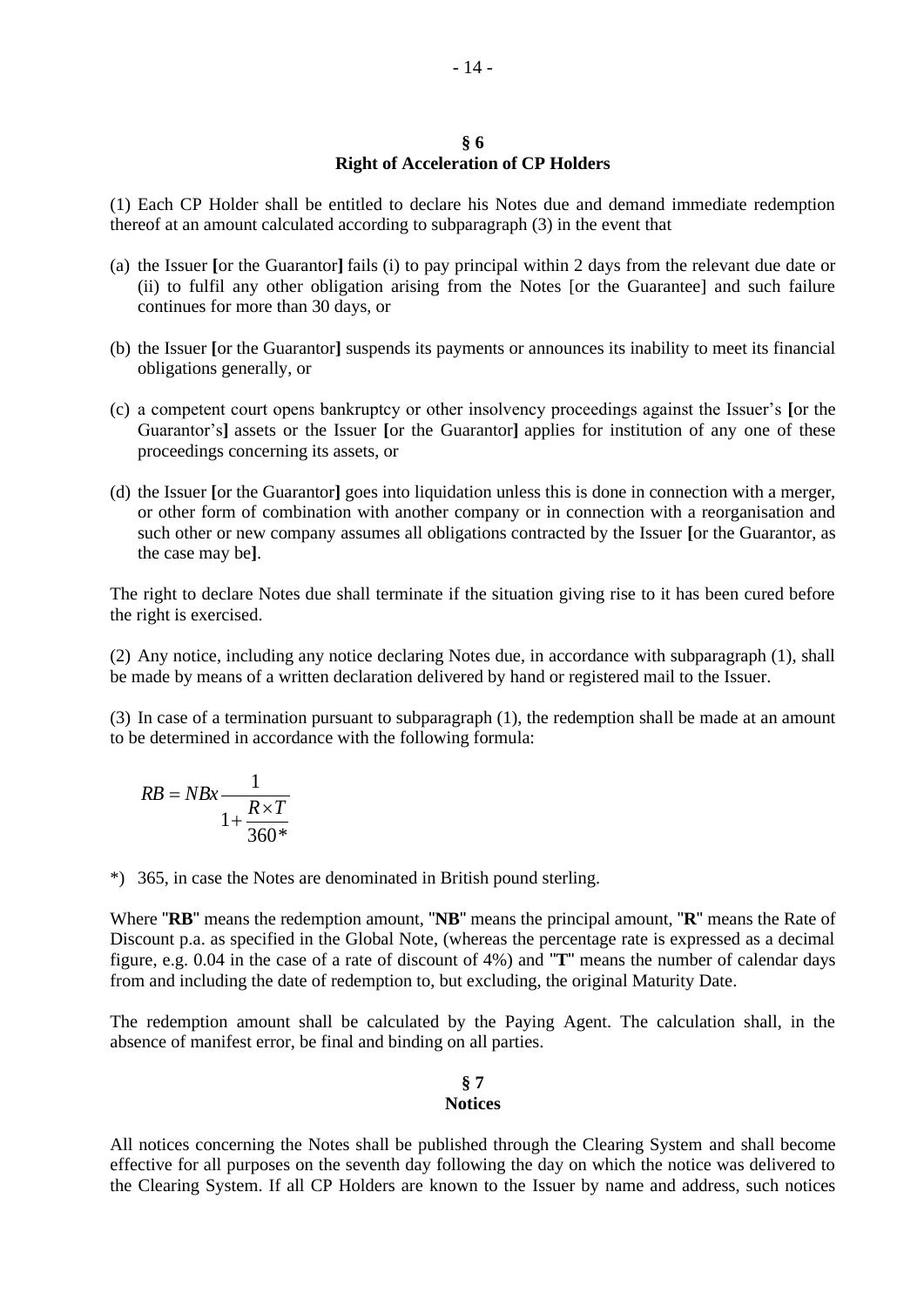## § 6
## Right of Acceleration of CP Holders

(1) Each CP Holder shall be entitled to declare his Notes due and demand immediate redemption thereof at an amount calculated according to subparagraph (3) in the event that

(a) the Issuer **[**or the Guarantor**]** fails (i) to pay principal within 2 days from the relevant due date or (ii) to fulfil any other obligation arising from the Notes [or the Guarantee] and such failure continues for more than 30 days, or

(b) the Issuer **[**or the Guarantor**]** suspends its payments or announces its inability to meet its financial obligations generally, or

(c) a competent court opens bankruptcy or other insolvency proceedings against the Issuer's **[**or the Guarantor's**]** assets or the Issuer **[**or the Guarantor**]** applies for institution of any one of these proceedings concerning its assets, or

(d) the Issuer **[**or the Guarantor**]** goes into liquidation unless this is done in connection with a merger, or other form of combination with another company or in connection with a reorganisation and such other or new company assumes all obligations contracted by the Issuer **[**or the Guarantor, as the case may be**]**.

The right to declare Notes due shall terminate if the situation giving rise to it has been cured before the right is exercised.

(2) Any notice, including any notice declaring Notes due, in accordance with subparagraph (1), shall be made by means of a written declaration delivered by hand or registered mail to the Issuer.

(3) In case of a termination pursuant to subparagraph (1), the redemption shall be made at an amount to be determined in accordance with the following formula:

$$RB = NBx \frac{1}{1 + \frac{R \times T}{360*}}$$

*) 365, in case the Notes are denominated in British pound sterling.

Where "**RB**" means the redemption amount, "**NB**" means the principal amount, "**R**" means the Rate of Discount p.a. as specified in the Global Note, (whereas the percentage rate is expressed as a decimal figure, e.g. 0.04 in the case of a rate of discount of 4%) and "**T**" means the number of calendar days from and including the date of redemption to, but excluding, the original Maturity Date.

The redemption amount shall be calculated by the Paying Agent. The calculation shall, in the absence of manifest error, be final and binding on all parties.

## § 7
## Notices

All notices concerning the Notes shall be published through the Clearing System and shall become effective for all purposes on the seventh day following the day on which the notice was delivered to the Clearing System. If all CP Holders are known to the Issuer by name and address, such notices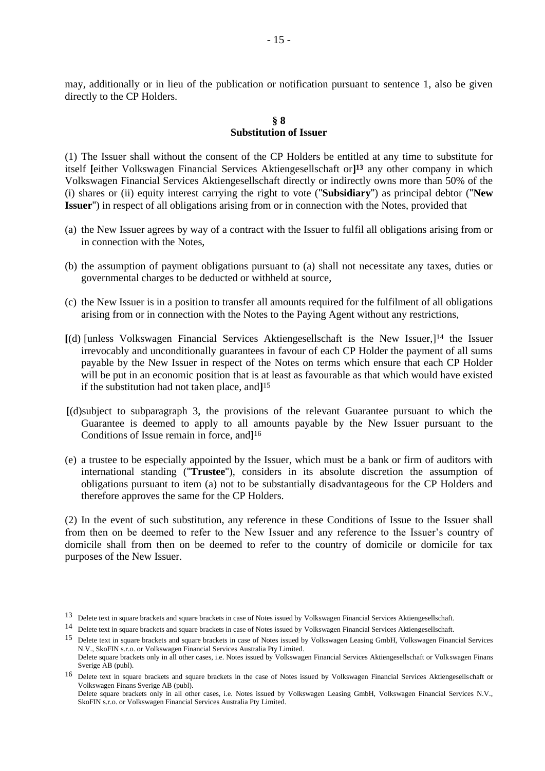may, additionally or in lieu of the publication or notification pursuant to sentence 1, also be given directly to the CP Holders.

### § 8
### Substitution of Issuer

(1) The Issuer shall without the consent of the CP Holders be entitled at any time to substitute for itself **[**either Volkswagen Financial Services Aktiengesellschaft or**]**[13] any other company in which Volkswagen Financial Services Aktiengesellschaft directly or indirectly owns more than 50% of the (i) shares or (ii) equity interest carrying the right to vote ("**Subsidiary**") as principal debtor ("**New Issuer**") in respect of all obligations arising from or in connection with the Notes, provided that

(a) the New Issuer agrees by way of a contract with the Issuer to fulfil all obligations arising from or in connection with the Notes,

(b) the assumption of payment obligations pursuant to (a) shall not necessitate any taxes, duties or governmental charges to be deducted or withheld at source,

(c) the New Issuer is in a position to transfer all amounts required for the fulfilment of all obligations arising from or in connection with the Notes to the Paying Agent without any restrictions,

**[**(d) [unless Volkswagen Financial Services Aktiengesellschaft is the New Issuer,][14] the Issuer irrevocably and unconditionally guarantees in favour of each CP Holder the payment of all sums payable by the New Issuer in respect of the Notes on terms which ensure that each CP Holder will be put in an economic position that is at least as favourable as that which would have existed if the substitution had not taken place, and**]**[15]

**[**(d)subject to subparagraph 3, the provisions of the relevant Guarantee pursuant to which the Guarantee is deemed to apply to all amounts payable by the New Issuer pursuant to the Conditions of Issue remain in force, and**]**[16]

(e) a trustee to be especially appointed by the Issuer, which must be a bank or firm of auditors with international standing ("**Trustee**"), considers in its absolute discretion the assumption of obligations pursuant to item (a) not to be substantially disadvantageous for the CP Holders and therefore approves the same for the CP Holders.

(2) In the event of such substitution, any reference in these Conditions of Issue to the Issuer shall from then on be deemed to refer to the New Issuer and any reference to the Issuer's country of domicile shall from then on be deemed to refer to the country of domicile or domicile for tax purposes of the New Issuer.

---

[13] Delete text in square brackets and square brackets in case of Notes issued by Volkswagen Financial Services Aktiengesellschaft.

[14] Delete text in square brackets and square brackets in case of Notes issued by Volkswagen Financial Services Aktiengesellschaft.

[15] Delete text in square brackets and square brackets in case of Notes issued by Volkswagen Leasing GmbH, Volkswagen Financial Services N.V., SkoFIN s.r.o. or Volkswagen Financial Services Australia Pty Limited.
Delete square brackets only in all other cases, i.e. Notes issued by Volkswagen Financial Services Aktiengesellschaft or Volkswagen Finans Sverige AB (publ).

[16] Delete text in square brackets and square brackets in the case of Notes issued by Volkswagen Financial Services Aktiengesellschaft or Volkswagen Finans Sverige AB (publ).
Delete square brackets only in all other cases, i.e. Notes issued by Volkswagen Leasing GmbH, Volkswagen Financial Services N.V., SkoFIN s.r.o. or Volkswagen Financial Services Australia Pty Limited.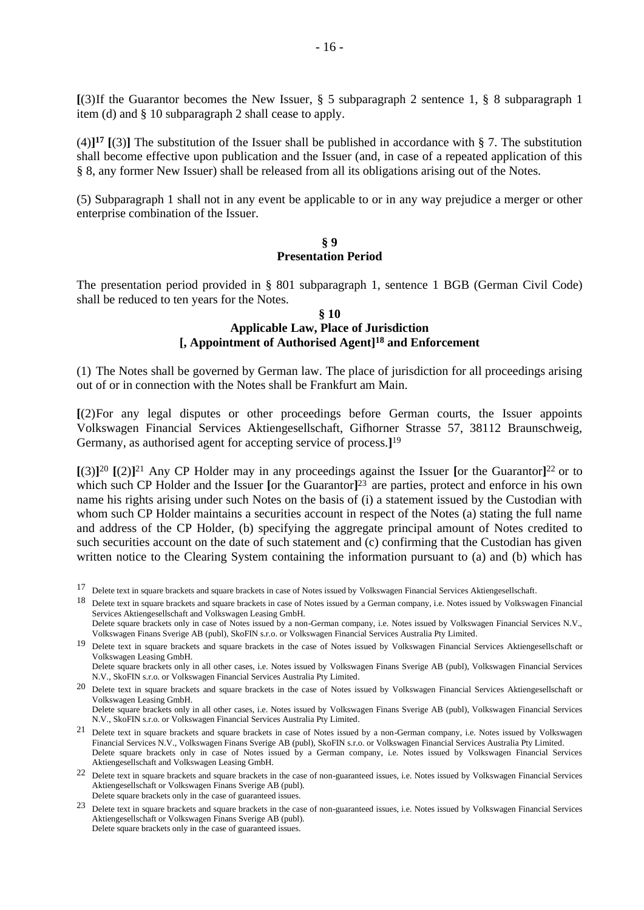**[**(3)If the Guarantor becomes the New Issuer, § 5 subparagraph 2 sentence 1, § 8 subparagraph 1 item (d) and § 10 subparagraph 2 shall cease to apply.

(4)**]**[17] **[**(3)**]** The substitution of the Issuer shall be published in accordance with § 7. The substitution shall become effective upon publication and the Issuer (and, in case of a repeated application of this § 8, any former New Issuer) shall be released from all its obligations arising out of the Notes.

(5) Subparagraph 1 shall not in any event be applicable to or in any way prejudice a merger or other enterprise combination of the Issuer.

**§ 9**
**Presentation Period**

The presentation period provided in § 801 subparagraph 1, sentence 1 BGB (German Civil Code) shall be reduced to ten years for the Notes.

**§ 10**
**Applicable Law, Place of Jurisdiction**
**[, Appointment of Authorised Agent]**[18] **and Enforcement**

(1) The Notes shall be governed by German law. The place of jurisdiction for all proceedings arising out of or in connection with the Notes shall be Frankfurt am Main.

**[**(2)For any legal disputes or other proceedings before German courts, the Issuer appoints Volkswagen Financial Services Aktiengesellschaft, Gifhorner Strasse 57, 38112 Braunschweig, Germany, as authorised agent for accepting service of process.**]**[19]

**[**(3)**]**[20] **[**(2)**]**[21] Any CP Holder may in any proceedings against the Issuer **[**or the Guarantor**]**[22] or to which such CP Holder and the Issuer **[**or the Guarantor**]**[23] are parties, protect and enforce in his own name his rights arising under such Notes on the basis of (i) a statement issued by the Custodian with whom such CP Holder maintains a securities account in respect of the Notes (a) stating the full name and address of the CP Holder, (b) specifying the aggregate principal amount of Notes credited to such securities account on the date of such statement and (c) confirming that the Custodian has given written notice to the Clearing System containing the information pursuant to (a) and (b) which has

---

[17] Delete text in square brackets and square brackets in case of Notes issued by Volkswagen Financial Services Aktiengesellschaft.

[18] Delete text in square brackets and square brackets in case of Notes issued by a German company, i.e. Notes issued by Volkswagen Financial Services Aktiengesellschaft and Volkswagen Leasing GmbH.
Delete square brackets only in case of Notes issued by a non-German company, i.e. Notes issued by Volkswagen Financial Services N.V., Volkswagen Finans Sverige AB (publ), SkoFIN s.r.o. or Volkswagen Financial Services Australia Pty Limited.

[19] Delete text in square brackets and square brackets in the case of Notes issued by Volkswagen Financial Services Aktiengesellschaft or Volkswagen Leasing GmbH.
Delete square brackets only in all other cases, i.e. Notes issued by Volkswagen Finans Sverige AB (publ), Volkswagen Financial Services N.V., SkoFIN s.r.o. or Volkswagen Financial Services Australia Pty Limited.

[20] Delete text in square brackets and square brackets in the case of Notes issued by Volkswagen Financial Services Aktiengesellschaft or Volkswagen Leasing GmbH.
Delete square brackets only in all other cases, i.e. Notes issued by Volkswagen Finans Sverige AB (publ), Volkswagen Financial Services N.V., SkoFIN s.r.o. or Volkswagen Financial Services Australia Pty Limited.

[21] Delete text in square brackets and square brackets in case of Notes issued by a non-German company, i.e. Notes issued by Volkswagen Financial Services N.V., Volkswagen Finans Sverige AB (publ), SkoFIN s.r.o. or Volkswagen Financial Services Australia Pty Limited.
Delete square brackets only in case of Notes issued by a German company, i.e. Notes issued by Volkswagen Financial Services Aktiengesellschaft and Volkswagen Leasing GmbH.

[22] Delete text in square brackets and square brackets in the case of non-guaranteed issues, i.e. Notes issued by Volkswagen Financial Services Aktiengesellschaft or Volkswagen Finans Sverige AB (publ).
Delete square brackets only in the case of guaranteed issues.

[23] Delete text in square brackets and square brackets in the case of non-guaranteed issues, i.e. Notes issued by Volkswagen Financial Services Aktiengesellschaft or Volkswagen Finans Sverige AB (publ).
Delete square brackets only in the case of guaranteed issues.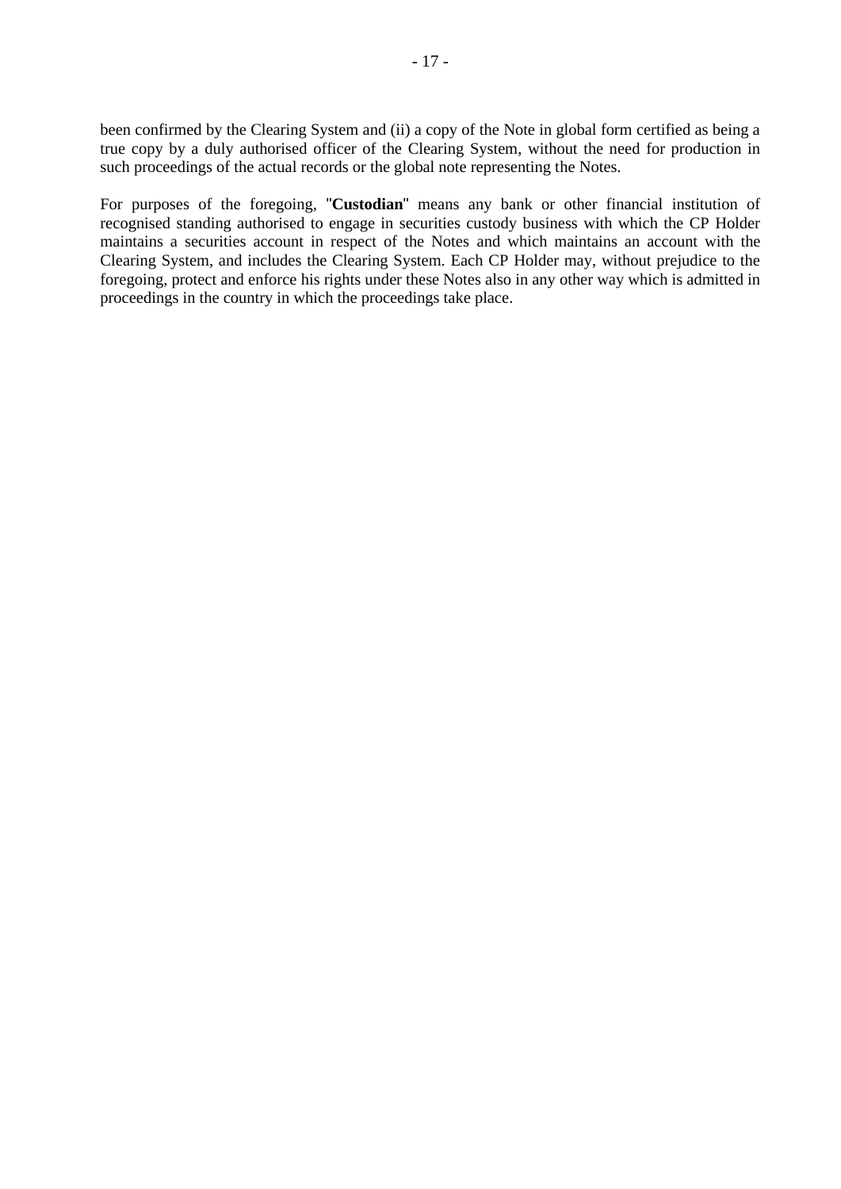been confirmed by the Clearing System and (ii) a copy of the Note in global form certified as being a true copy by a duly authorised officer of the Clearing System, without the need for production in such proceedings of the actual records or the global note representing the Notes.

For purposes of the foregoing, "**Custodian**" means any bank or other financial institution of recognised standing authorised to engage in securities custody business with which the CP Holder maintains a securities account in respect of the Notes and which maintains an account with the Clearing System, and includes the Clearing System. Each CP Holder may, without prejudice to the foregoing, protect and enforce his rights under these Notes also in any other way which is admitted in proceedings in the country in which the proceedings take place.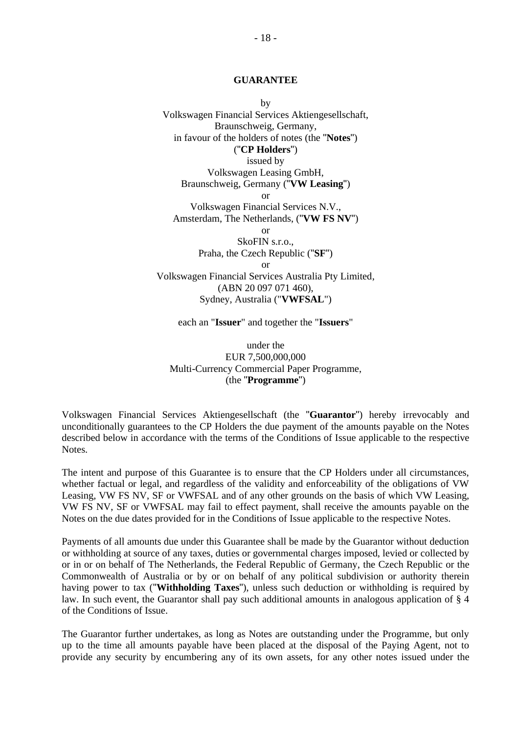# GUARANTEE

by
Volkswagen Financial Services Aktiengesellschaft,
Braunschweig, Germany,
in favour of the holders of notes (the "**Notes**")
("**CP Holders**")
issued by
Volkswagen Leasing GmbH,
Braunschweig, Germany ("**VW Leasing**")
or
Volkswagen Financial Services N.V.,
Amsterdam, The Netherlands, ("**VW FS NV**")
or
SkoFIN s.r.o.,
Praha, the Czech Republic ("**SF**")
or
Volkswagen Financial Services Australia Pty Limited,
(ABN 20 097 071 460),
Sydney, Australia ("**VWFSAL**")

each an "**Issuer**" and together the "**Issuers**"

under the
EUR 7,500,000,000
Multi-Currency Commercial Paper Programme,
(the "**Programme**")

Volkswagen Financial Services Aktiengesellschaft (the "**Guarantor**") hereby irrevocably and unconditionally guarantees to the CP Holders the due payment of the amounts payable on the Notes described below in accordance with the terms of the Conditions of Issue applicable to the respective Notes.

The intent and purpose of this Guarantee is to ensure that the CP Holders under all circumstances, whether factual or legal, and regardless of the validity and enforceability of the obligations of VW Leasing, VW FS NV, SF or VWFSAL and of any other grounds on the basis of which VW Leasing, VW FS NV, SF or VWFSAL may fail to effect payment, shall receive the amounts payable on the Notes on the due dates provided for in the Conditions of Issue applicable to the respective Notes.

Payments of all amounts due under this Guarantee shall be made by the Guarantor without deduction or withholding at source of any taxes, duties or governmental charges imposed, levied or collected by or in or on behalf of The Netherlands, the Federal Republic of Germany, the Czech Republic or the Commonwealth of Australia or by or on behalf of any political subdivision or authority therein having power to tax ("**Withholding Taxes**"), unless such deduction or withholding is required by law. In such event, the Guarantor shall pay such additional amounts in analogous application of § 4 of the Conditions of Issue.

The Guarantor further undertakes, as long as Notes are outstanding under the Programme, but only up to the time all amounts payable have been placed at the disposal of the Paying Agent, not to provide any security by encumbering any of its own assets, for any other notes issued under the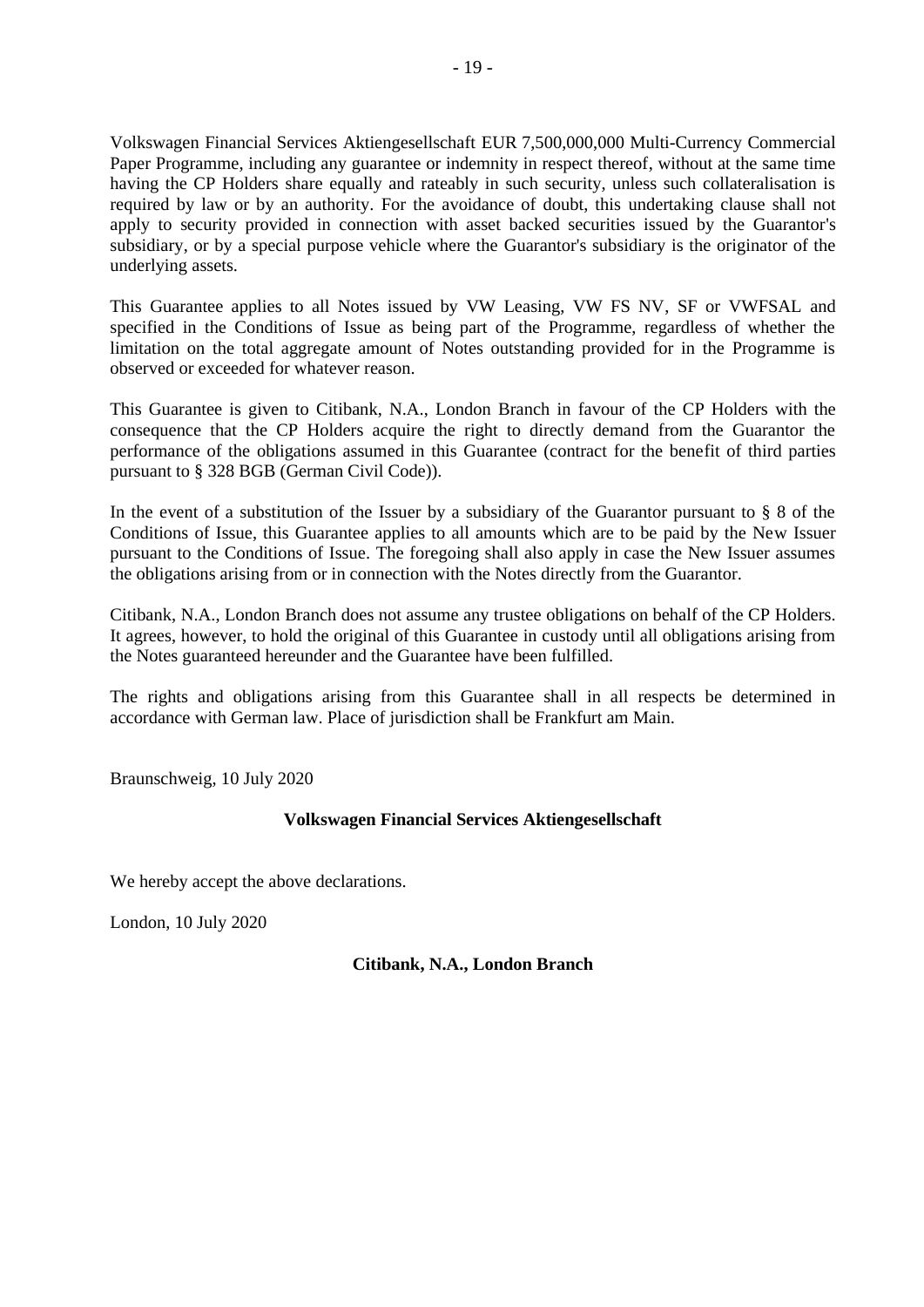Volkswagen Financial Services Aktiengesellschaft EUR 7,500,000,000 Multi-Currency Commercial Paper Programme, including any guarantee or indemnity in respect thereof, without at the same time having the CP Holders share equally and rateably in such security, unless such collateralisation is required by law or by an authority. For the avoidance of doubt, this undertaking clause shall not apply to security provided in connection with asset backed securities issued by the Guarantor's subsidiary, or by a special purpose vehicle where the Guarantor's subsidiary is the originator of the underlying assets.

This Guarantee applies to all Notes issued by VW Leasing, VW FS NV, SF or VWFSAL and specified in the Conditions of Issue as being part of the Programme, regardless of whether the limitation on the total aggregate amount of Notes outstanding provided for in the Programme is observed or exceeded for whatever reason.

This Guarantee is given to Citibank, N.A., London Branch in favour of the CP Holders with the consequence that the CP Holders acquire the right to directly demand from the Guarantor the performance of the obligations assumed in this Guarantee (contract for the benefit of third parties pursuant to § 328 BGB (German Civil Code)).

In the event of a substitution of the Issuer by a subsidiary of the Guarantor pursuant to § 8 of the Conditions of Issue, this Guarantee applies to all amounts which are to be paid by the New Issuer pursuant to the Conditions of Issue. The foregoing shall also apply in case the New Issuer assumes the obligations arising from or in connection with the Notes directly from the Guarantor.

Citibank, N.A., London Branch does not assume any trustee obligations on behalf of the CP Holders. It agrees, however, to hold the original of this Guarantee in custody until all obligations arising from the Notes guaranteed hereunder and the Guarantee have been fulfilled.

The rights and obligations arising from this Guarantee shall in all respects be determined in accordance with German law. Place of jurisdiction shall be Frankfurt am Main.

Braunschweig, 10 July 2020

**Volkswagen Financial Services Aktiengesellschaft**

We hereby accept the above declarations.

London, 10 July 2020

**Citibank, N.A., London Branch**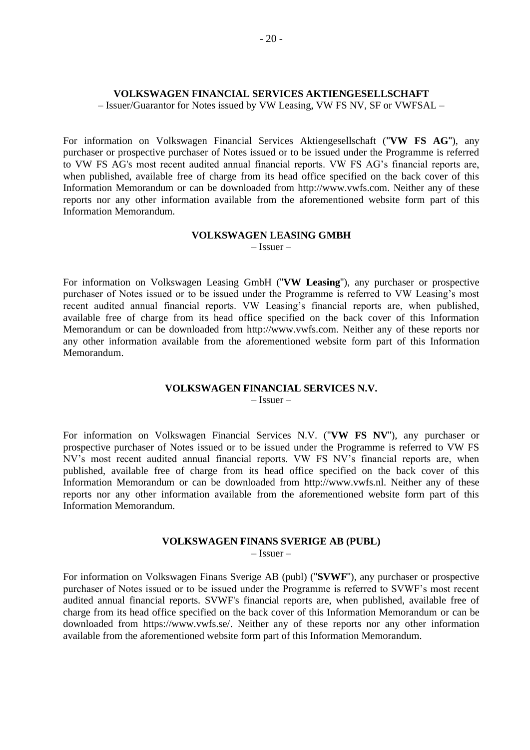## VOLKSWAGEN FINANCIAL SERVICES AKTIENGESELLSCHAFT

– Issuer/Guarantor for Notes issued by VW Leasing, VW FS NV, SF or VWFSAL –

For information on Volkswagen Financial Services Aktiengesellschaft ("**VW FS AG**"), any purchaser or prospective purchaser of Notes issued or to be issued under the Programme is referred to VW FS AG's most recent audited annual financial reports. VW FS AG's financial reports are, when published, available free of charge from its head office specified on the back cover of this Information Memorandum or can be downloaded from http://www.vwfs.com. Neither any of these reports nor any other information available from the aforementioned website form part of this Information Memorandum.

## VOLKSWAGEN LEASING GMBH

– Issuer –

For information on Volkswagen Leasing GmbH ("**VW Leasing**"), any purchaser or prospective purchaser of Notes issued or to be issued under the Programme is referred to VW Leasing's most recent audited annual financial reports. VW Leasing's financial reports are, when published, available free of charge from its head office specified on the back cover of this Information Memorandum or can be downloaded from http://www.vwfs.com. Neither any of these reports nor any other information available from the aforementioned website form part of this Information Memorandum.

## VOLKSWAGEN FINANCIAL SERVICES N.V.

– Issuer –

For information on Volkswagen Financial Services N.V. ("**VW FS NV**"), any purchaser or prospective purchaser of Notes issued or to be issued under the Programme is referred to VW FS NV's most recent audited annual financial reports. VW FS NV's financial reports are, when published, available free of charge from its head office specified on the back cover of this Information Memorandum or can be downloaded from http://www.vwfs.nl. Neither any of these reports nor any other information available from the aforementioned website form part of this Information Memorandum.

## VOLKSWAGEN FINANS SVERIGE AB (PUBL)

– Issuer –

For information on Volkswagen Finans Sverige AB (publ) ("**SVWF**"), any purchaser or prospective purchaser of Notes issued or to be issued under the Programme is referred to SVWF's most recent audited annual financial reports. SVWF's financial reports are, when published, available free of charge from its head office specified on the back cover of this Information Memorandum or can be downloaded from https://www.vwfs.se/. Neither any of these reports nor any other information available from the aforementioned website form part of this Information Memorandum.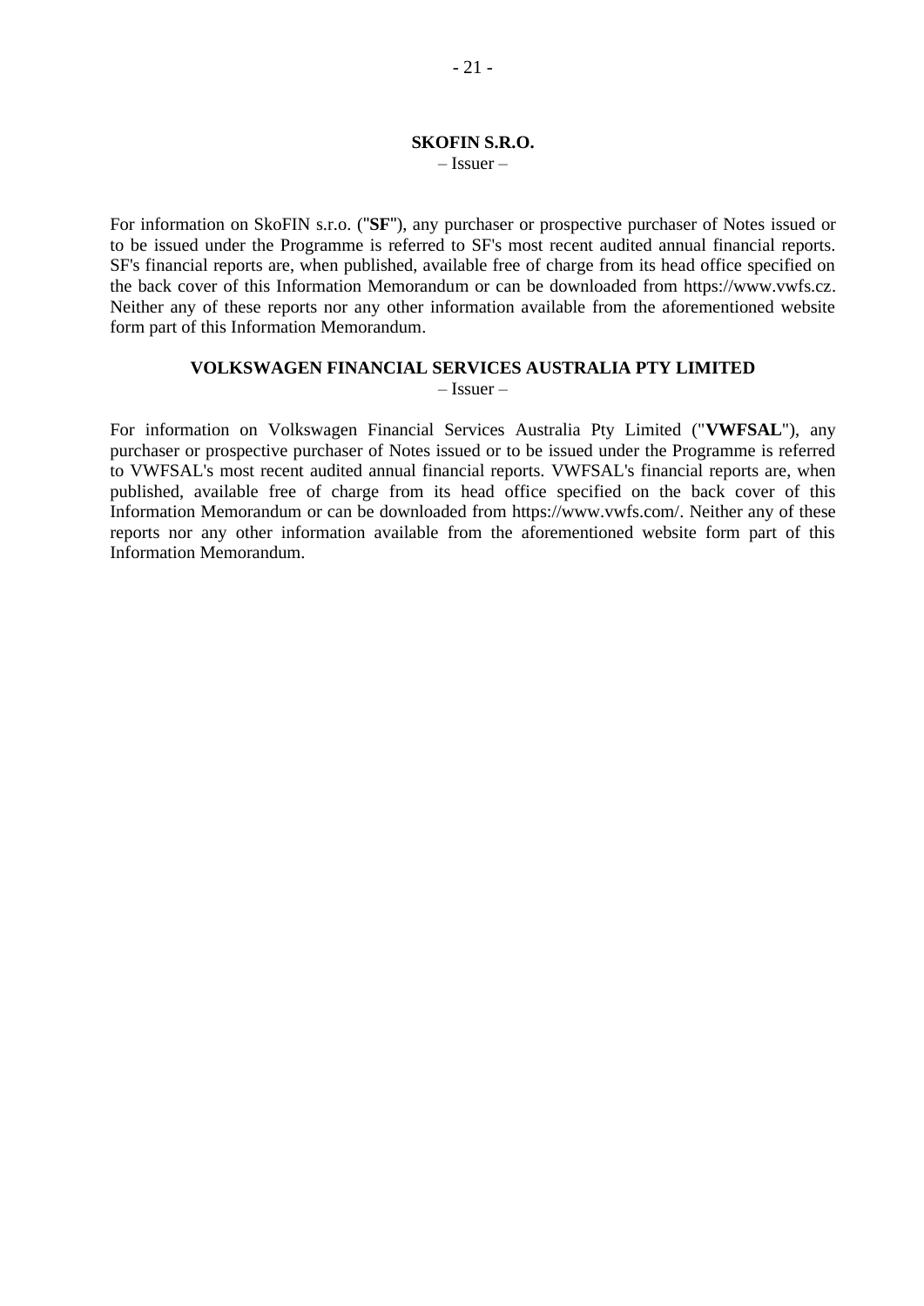## SKOFIN S.R.O.

– Issuer –

For information on SkoFIN s.r.o. ("**SF**"), any purchaser or prospective purchaser of Notes issued or to be issued under the Programme is referred to SF's most recent audited annual financial reports. SF's financial reports are, when published, available free of charge from its head office specified on the back cover of this Information Memorandum or can be downloaded from https://www.vwfs.cz. Neither any of these reports nor any other information available from the aforementioned website form part of this Information Memorandum.

## VOLKSWAGEN FINANCIAL SERVICES AUSTRALIA PTY LIMITED

– Issuer –

For information on Volkswagen Financial Services Australia Pty Limited ("**VWFSAL**"), any purchaser or prospective purchaser of Notes issued or to be issued under the Programme is referred to VWFSAL's most recent audited annual financial reports. VWFSAL's financial reports are, when published, available free of charge from its head office specified on the back cover of this Information Memorandum or can be downloaded from https://www.vwfs.com/. Neither any of these reports nor any other information available from the aforementioned website form part of this Information Memorandum.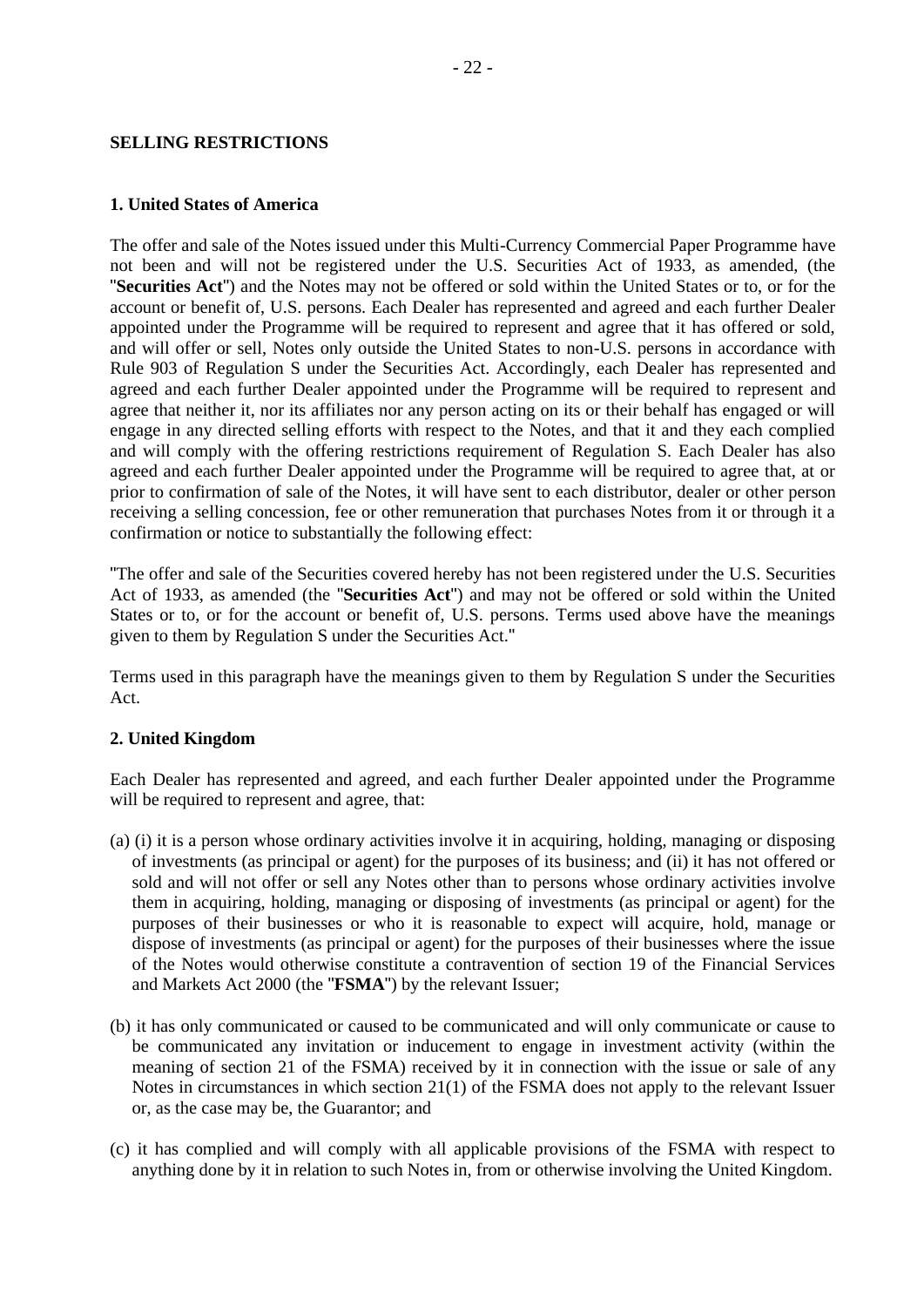**SELLING RESTRICTIONS**

**1. United States of America**

The offer and sale of the Notes issued under this Multi-Currency Commercial Paper Programme have not been and will not be registered under the U.S. Securities Act of 1933, as amended, (the "**Securities Act**") and the Notes may not be offered or sold within the United States or to, or for the account or benefit of, U.S. persons. Each Dealer has represented and agreed and each further Dealer appointed under the Programme will be required to represent and agree that it has offered or sold, and will offer or sell, Notes only outside the United States to non-U.S. persons in accordance with Rule 903 of Regulation S under the Securities Act. Accordingly, each Dealer has represented and agreed and each further Dealer appointed under the Programme will be required to represent and agree that neither it, nor its affiliates nor any person acting on its or their behalf has engaged or will engage in any directed selling efforts with respect to the Notes, and that it and they each complied and will comply with the offering restrictions requirement of Regulation S. Each Dealer has also agreed and each further Dealer appointed under the Programme will be required to agree that, at or prior to confirmation of sale of the Notes, it will have sent to each distributor, dealer or other person receiving a selling concession, fee or other remuneration that purchases Notes from it or through it a confirmation or notice to substantially the following effect:

"The offer and sale of the Securities covered hereby has not been registered under the U.S. Securities Act of 1933, as amended (the "**Securities Act**") and may not be offered or sold within the United States or to, or for the account or benefit of, U.S. persons. Terms used above have the meanings given to them by Regulation S under the Securities Act."

Terms used in this paragraph have the meanings given to them by Regulation S under the Securities Act.

**2. United Kingdom**

Each Dealer has represented and agreed, and each further Dealer appointed under the Programme will be required to represent and agree, that:

(a) (i) it is a person whose ordinary activities involve it in acquiring, holding, managing or disposing of investments (as principal or agent) for the purposes of its business; and (ii) it has not offered or sold and will not offer or sell any Notes other than to persons whose ordinary activities involve them in acquiring, holding, managing or disposing of investments (as principal or agent) for the purposes of their businesses or who it is reasonable to expect will acquire, hold, manage or dispose of investments (as principal or agent) for the purposes of their businesses where the issue of the Notes would otherwise constitute a contravention of section 19 of the Financial Services and Markets Act 2000 (the "**FSMA**") by the relevant Issuer;

(b) it has only communicated or caused to be communicated and will only communicate or cause to be communicated any invitation or inducement to engage in investment activity (within the meaning of section 21 of the FSMA) received by it in connection with the issue or sale of any Notes in circumstances in which section 21(1) of the FSMA does not apply to the relevant Issuer or, as the case may be, the Guarantor; and

(c) it has complied and will comply with all applicable provisions of the FSMA with respect to anything done by it in relation to such Notes in, from or otherwise involving the United Kingdom.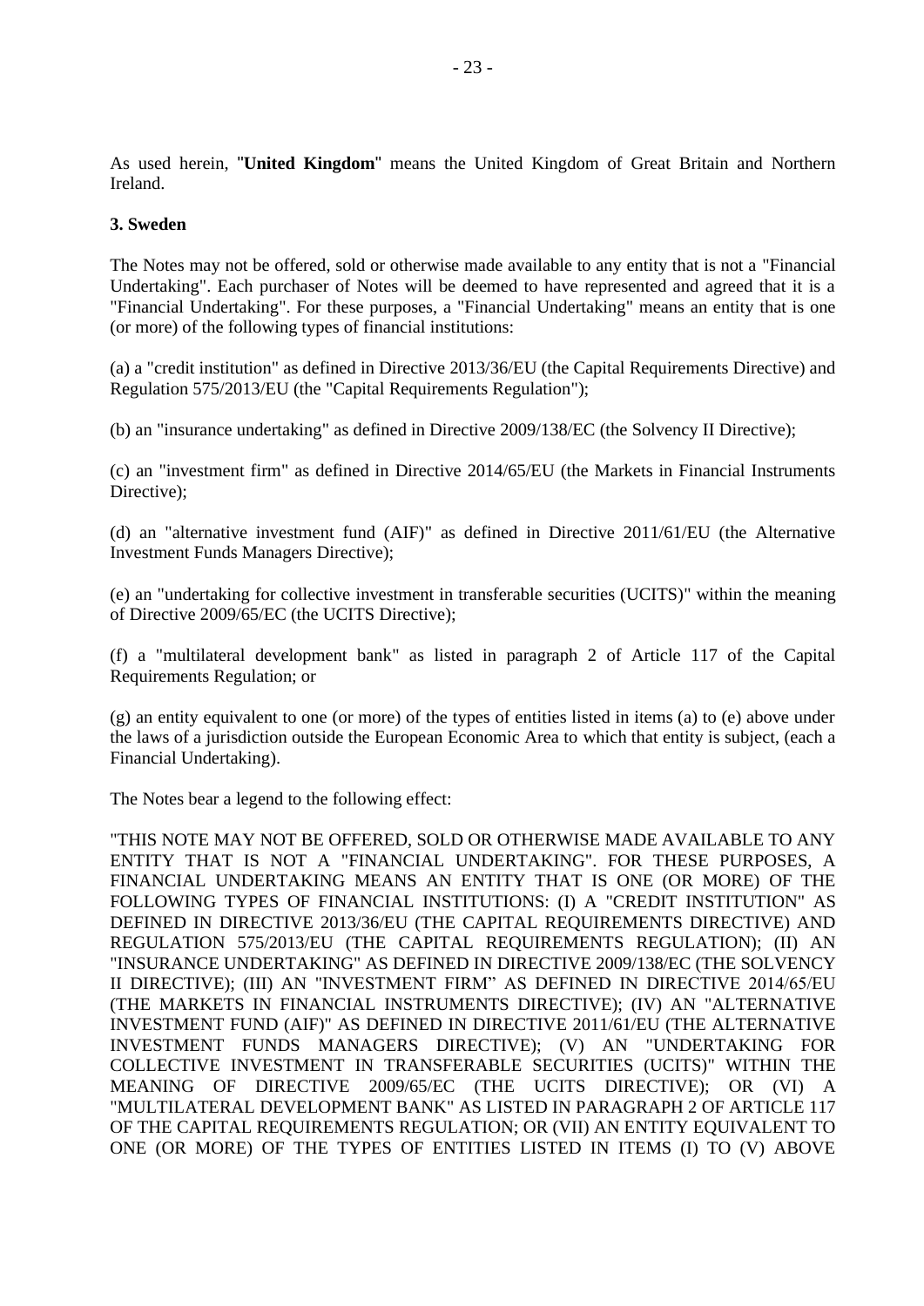As used herein, "**United Kingdom**" means the United Kingdom of Great Britain and Northern Ireland.

### 3. Sweden

The Notes may not be offered, sold or otherwise made available to any entity that is not a "Financial Undertaking". Each purchaser of Notes will be deemed to have represented and agreed that it is a "Financial Undertaking". For these purposes, a "Financial Undertaking" means an entity that is one (or more) of the following types of financial institutions:

(a) a "credit institution" as defined in Directive 2013/36/EU (the Capital Requirements Directive) and Regulation 575/2013/EU (the "Capital Requirements Regulation");

(b) an "insurance undertaking" as defined in Directive 2009/138/EC (the Solvency II Directive);

(c) an "investment firm" as defined in Directive 2014/65/EU (the Markets in Financial Instruments Directive);

(d) an "alternative investment fund (AIF)" as defined in Directive 2011/61/EU (the Alternative Investment Funds Managers Directive);

(e) an "undertaking for collective investment in transferable securities (UCITS)" within the meaning of Directive 2009/65/EC (the UCITS Directive);

(f) a "multilateral development bank" as listed in paragraph 2 of Article 117 of the Capital Requirements Regulation; or

(g) an entity equivalent to one (or more) of the types of entities listed in items (a) to (e) above under the laws of a jurisdiction outside the European Economic Area to which that entity is subject, (each a Financial Undertaking).

The Notes bear a legend to the following effect:

"THIS NOTE MAY NOT BE OFFERED, SOLD OR OTHERWISE MADE AVAILABLE TO ANY ENTITY THAT IS NOT A "FINANCIAL UNDERTAKING". FOR THESE PURPOSES, A FINANCIAL UNDERTAKING MEANS AN ENTITY THAT IS ONE (OR MORE) OF THE FOLLOWING TYPES OF FINANCIAL INSTITUTIONS: (I) A "CREDIT INSTITUTION" AS DEFINED IN DIRECTIVE 2013/36/EU (THE CAPITAL REQUIREMENTS DIRECTIVE) AND REGULATION 575/2013/EU (THE CAPITAL REQUIREMENTS REGULATION); (II) AN "INSURANCE UNDERTAKING" AS DEFINED IN DIRECTIVE 2009/138/EC (THE SOLVENCY II DIRECTIVE); (III) AN "INVESTMENT FIRM" AS DEFINED IN DIRECTIVE 2014/65/EU (THE MARKETS IN FINANCIAL INSTRUMENTS DIRECTIVE); (IV) AN "ALTERNATIVE INVESTMENT FUND (AIF)" AS DEFINED IN DIRECTIVE 2011/61/EU (THE ALTERNATIVE INVESTMENT FUNDS MANAGERS DIRECTIVE); (V) AN "UNDERTAKING FOR COLLECTIVE INVESTMENT IN TRANSFERABLE SECURITIES (UCITS)" WITHIN THE MEANING OF DIRECTIVE 2009/65/EC (THE UCITS DIRECTIVE); OR (VI) A "MULTILATERAL DEVELOPMENT BANK" AS LISTED IN PARAGRAPH 2 OF ARTICLE 117 OF THE CAPITAL REQUIREMENTS REGULATION; OR (VII) AN ENTITY EQUIVALENT TO ONE (OR MORE) OF THE TYPES OF ENTITIES LISTED IN ITEMS (I) TO (V) ABOVE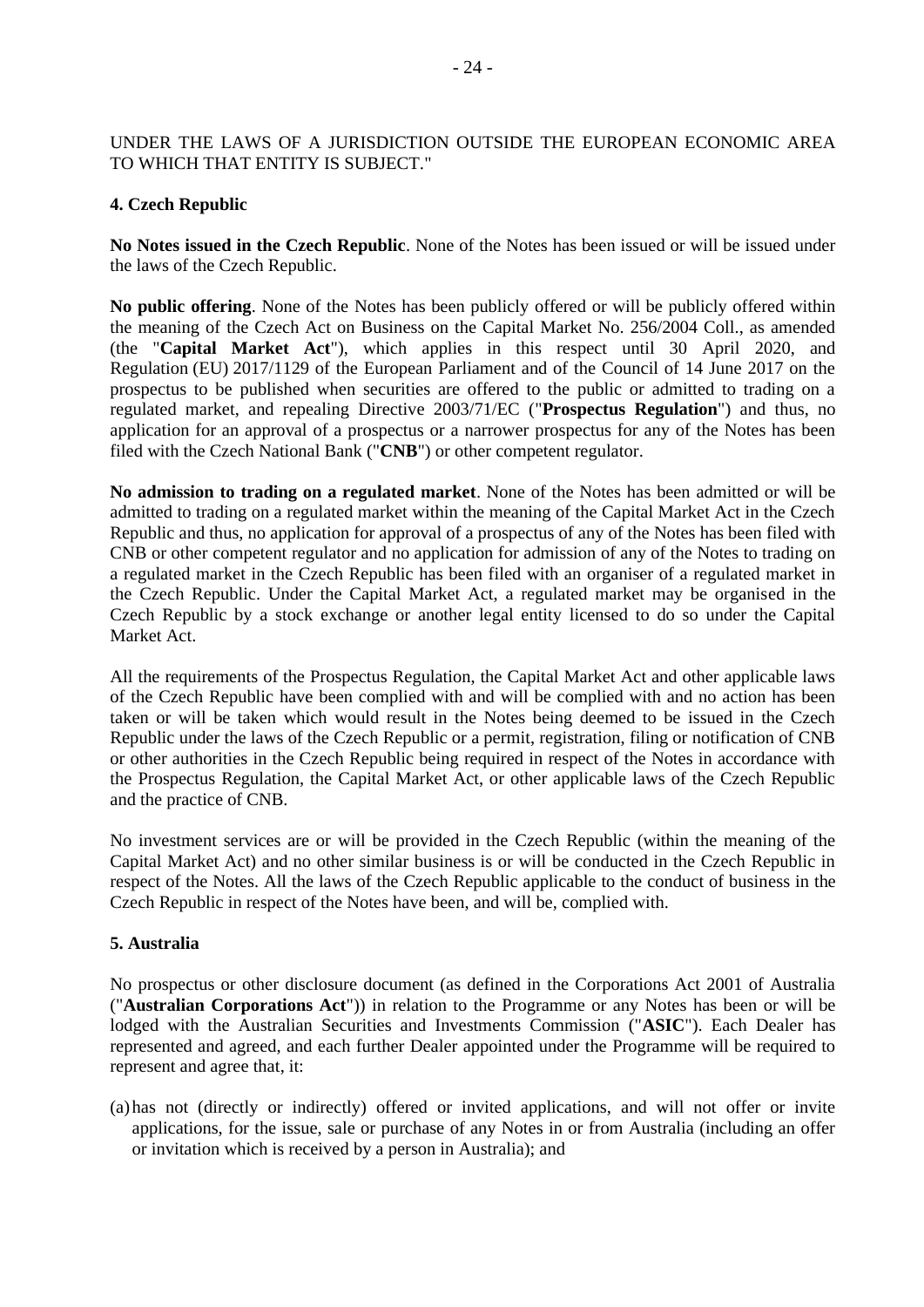UNDER THE LAWS OF A JURISDICTION OUTSIDE THE EUROPEAN ECONOMIC AREA TO WHICH THAT ENTITY IS SUBJECT."

**4. Czech Republic**

**No Notes issued in the Czech Republic**. None of the Notes has been issued or will be issued under the laws of the Czech Republic.

**No public offering**. None of the Notes has been publicly offered or will be publicly offered within the meaning of the Czech Act on Business on the Capital Market No. 256/2004 Coll., as amended (the "**Capital Market Act**"), which applies in this respect until 30 April 2020, and Regulation (EU) 2017/1129 of the European Parliament and of the Council of 14 June 2017 on the prospectus to be published when securities are offered to the public or admitted to trading on a regulated market, and repealing Directive 2003/71/EC ("**Prospectus Regulation**") and thus, no application for an approval of a prospectus or a narrower prospectus for any of the Notes has been filed with the Czech National Bank ("**CNB**") or other competent regulator.

**No admission to trading on a regulated market**. None of the Notes has been admitted or will be admitted to trading on a regulated market within the meaning of the Capital Market Act in the Czech Republic and thus, no application for approval of a prospectus of any of the Notes has been filed with CNB or other competent regulator and no application for admission of any of the Notes to trading on a regulated market in the Czech Republic has been filed with an organiser of a regulated market in the Czech Republic. Under the Capital Market Act, a regulated market may be organised in the Czech Republic by a stock exchange or another legal entity licensed to do so under the Capital Market Act.

All the requirements of the Prospectus Regulation, the Capital Market Act and other applicable laws of the Czech Republic have been complied with and will be complied with and no action has been taken or will be taken which would result in the Notes being deemed to be issued in the Czech Republic under the laws of the Czech Republic or a permit, registration, filing or notification of CNB or other authorities in the Czech Republic being required in respect of the Notes in accordance with the Prospectus Regulation, the Capital Market Act, or other applicable laws of the Czech Republic and the practice of CNB.

No investment services are or will be provided in the Czech Republic (within the meaning of the Capital Market Act) and no other similar business is or will be conducted in the Czech Republic in respect of the Notes. All the laws of the Czech Republic applicable to the conduct of business in the Czech Republic in respect of the Notes have been, and will be, complied with.

**5. Australia**

No prospectus or other disclosure document (as defined in the Corporations Act 2001 of Australia ("**Australian Corporations Act**")) in relation to the Programme or any Notes has been or will be lodged with the Australian Securities and Investments Commission ("**ASIC**"). Each Dealer has represented and agreed, and each further Dealer appointed under the Programme will be required to represent and agree that, it:

(a) has not (directly or indirectly) offered or invited applications, and will not offer or invite applications, for the issue, sale or purchase of any Notes in or from Australia (including an offer or invitation which is received by a person in Australia); and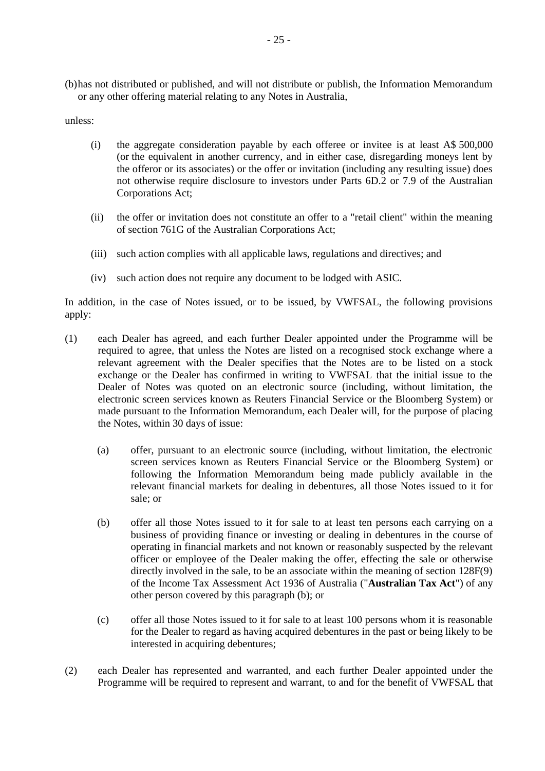(b) has not distributed or published, and will not distribute or publish, the Information Memorandum or any other offering material relating to any Notes in Australia,

unless:

(i) the aggregate consideration payable by each offeree or invitee is at least A$ 500,000 (or the equivalent in another currency, and in either case, disregarding moneys lent by the offeror or its associates) or the offer or invitation (including any resulting issue) does not otherwise require disclosure to investors under Parts 6D.2 or 7.9 of the Australian Corporations Act;

(ii) the offer or invitation does not constitute an offer to a "retail client" within the meaning of section 761G of the Australian Corporations Act;

(iii) such action complies with all applicable laws, regulations and directives; and

(iv) such action does not require any document to be lodged with ASIC.

In addition, in the case of Notes issued, or to be issued, by VWFSAL, the following provisions apply:

(1) each Dealer has agreed, and each further Dealer appointed under the Programme will be required to agree, that unless the Notes are listed on a recognised stock exchange where a relevant agreement with the Dealer specifies that the Notes are to be listed on a stock exchange or the Dealer has confirmed in writing to VWFSAL that the initial issue to the Dealer of Notes was quoted on an electronic source (including, without limitation, the electronic screen services known as Reuters Financial Service or the Bloomberg System) or made pursuant to the Information Memorandum, each Dealer will, for the purpose of placing the Notes, within 30 days of issue:

  (a) offer, pursuant to an electronic source (including, without limitation, the electronic screen services known as Reuters Financial Service or the Bloomberg System) or following the Information Memorandum being made publicly available in the relevant financial markets for dealing in debentures, all those Notes issued to it for sale; or

  (b) offer all those Notes issued to it for sale to at least ten persons each carrying on a business of providing finance or investing or dealing in debentures in the course of operating in financial markets and not known or reasonably suspected by the relevant officer or employee of the Dealer making the offer, effecting the sale or otherwise directly involved in the sale, to be an associate within the meaning of section 128F(9) of the Income Tax Assessment Act 1936 of Australia ("**Australian Tax Act**") of any other person covered by this paragraph (b); or

  (c) offer all those Notes issued to it for sale to at least 100 persons whom it is reasonable for the Dealer to regard as having acquired debentures in the past or being likely to be interested in acquiring debentures;

(2) each Dealer has represented and warranted, and each further Dealer appointed under the Programme will be required to represent and warrant, to and for the benefit of VWFSAL that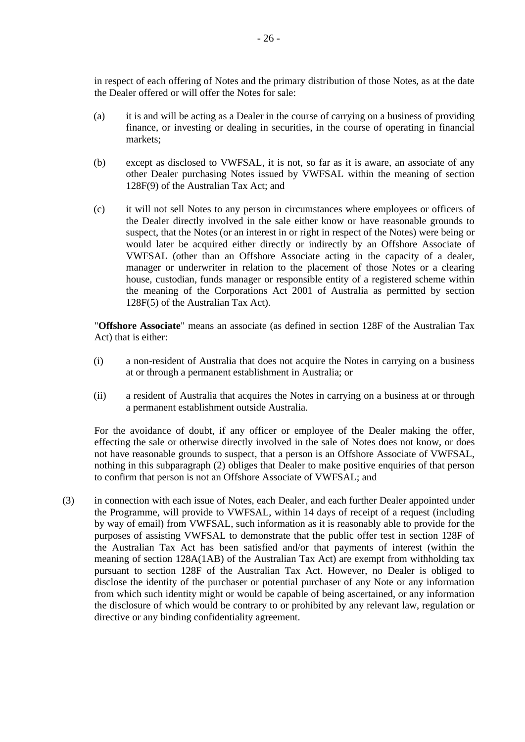in respect of each offering of Notes and the primary distribution of those Notes, as at the date the Dealer offered or will offer the Notes for sale:

(a) it is and will be acting as a Dealer in the course of carrying on a business of providing finance, or investing or dealing in securities, in the course of operating in financial markets;

(b) except as disclosed to VWFSAL, it is not, so far as it is aware, an associate of any other Dealer purchasing Notes issued by VWFSAL within the meaning of section 128F(9) of the Australian Tax Act; and

(c) it will not sell Notes to any person in circumstances where employees or officers of the Dealer directly involved in the sale either know or have reasonable grounds to suspect, that the Notes (or an interest in or right in respect of the Notes) were being or would later be acquired either directly or indirectly by an Offshore Associate of VWFSAL (other than an Offshore Associate acting in the capacity of a dealer, manager or underwriter in relation to the placement of those Notes or a clearing house, custodian, funds manager or responsible entity of a registered scheme within the meaning of the Corporations Act 2001 of Australia as permitted by section 128F(5) of the Australian Tax Act).

"**Offshore Associate**" means an associate (as defined in section 128F of the Australian Tax Act) that is either:

(i) a non-resident of Australia that does not acquire the Notes in carrying on a business at or through a permanent establishment in Australia; or

(ii) a resident of Australia that acquires the Notes in carrying on a business at or through a permanent establishment outside Australia.

For the avoidance of doubt, if any officer or employee of the Dealer making the offer, effecting the sale or otherwise directly involved in the sale of Notes does not know, or does not have reasonable grounds to suspect, that a person is an Offshore Associate of VWFSAL, nothing in this subparagraph (2) obliges that Dealer to make positive enquiries of that person to confirm that person is not an Offshore Associate of VWFSAL; and

(3) in connection with each issue of Notes, each Dealer, and each further Dealer appointed under the Programme, will provide to VWFSAL, within 14 days of receipt of a request (including by way of email) from VWFSAL, such information as it is reasonably able to provide for the purposes of assisting VWFSAL to demonstrate that the public offer test in section 128F of the Australian Tax Act has been satisfied and/or that payments of interest (within the meaning of section 128A(1AB) of the Australian Tax Act) are exempt from withholding tax pursuant to section 128F of the Australian Tax Act. However, no Dealer is obliged to disclose the identity of the purchaser or potential purchaser of any Note or any information from which such identity might or would be capable of being ascertained, or any information the disclosure of which would be contrary to or prohibited by any relevant law, regulation or directive or any binding confidentiality agreement.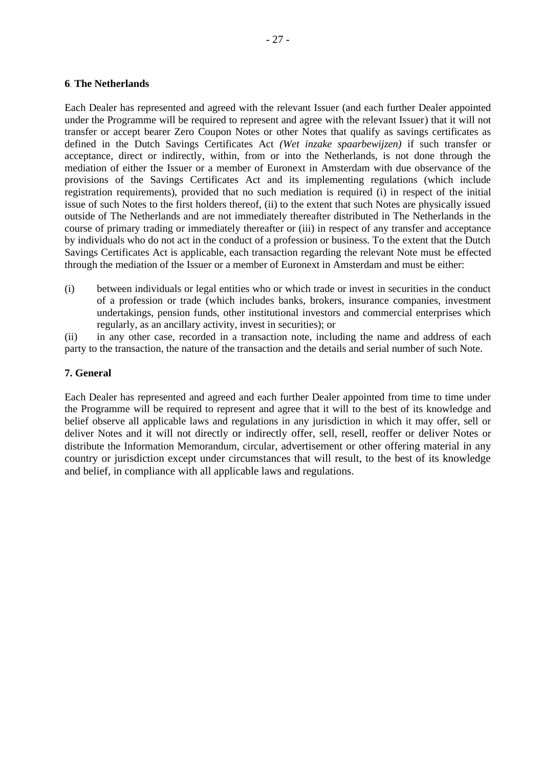**6. The Netherlands**

Each Dealer has represented and agreed with the relevant Issuer (and each further Dealer appointed under the Programme will be required to represent and agree with the relevant Issuer) that it will not transfer or accept bearer Zero Coupon Notes or other Notes that qualify as savings certificates as defined in the Dutch Savings Certificates Act *(Wet inzake spaarbewijzen)* if such transfer or acceptance, direct or indirectly, within, from or into the Netherlands, is not done through the mediation of either the Issuer or a member of Euronext in Amsterdam with due observance of the provisions of the Savings Certificates Act and its implementing regulations (which include registration requirements), provided that no such mediation is required (i) in respect of the initial issue of such Notes to the first holders thereof, (ii) to the extent that such Notes are physically issued outside of The Netherlands and are not immediately thereafter distributed in The Netherlands in the course of primary trading or immediately thereafter or (iii) in respect of any transfer and acceptance by individuals who do not act in the conduct of a profession or business. To the extent that the Dutch Savings Certificates Act is applicable, each transaction regarding the relevant Note must be effected through the mediation of the Issuer or a member of Euronext in Amsterdam and must be either:

(i) between individuals or legal entities who or which trade or invest in securities in the conduct of a profession or trade (which includes banks, brokers, insurance companies, investment undertakings, pension funds, other institutional investors and commercial enterprises which regularly, as an ancillary activity, invest in securities); or

(ii) in any other case, recorded in a transaction note, including the name and address of each party to the transaction, the nature of the transaction and the details and serial number of such Note.

**7. General**

Each Dealer has represented and agreed and each further Dealer appointed from time to time under the Programme will be required to represent and agree that it will to the best of its knowledge and belief observe all applicable laws and regulations in any jurisdiction in which it may offer, sell or deliver Notes and it will not directly or indirectly offer, sell, resell, reoffer or deliver Notes or distribute the Information Memorandum, circular, advertisement or other offering material in any country or jurisdiction except under circumstances that will result, to the best of its knowledge and belief, in compliance with all applicable laws and regulations.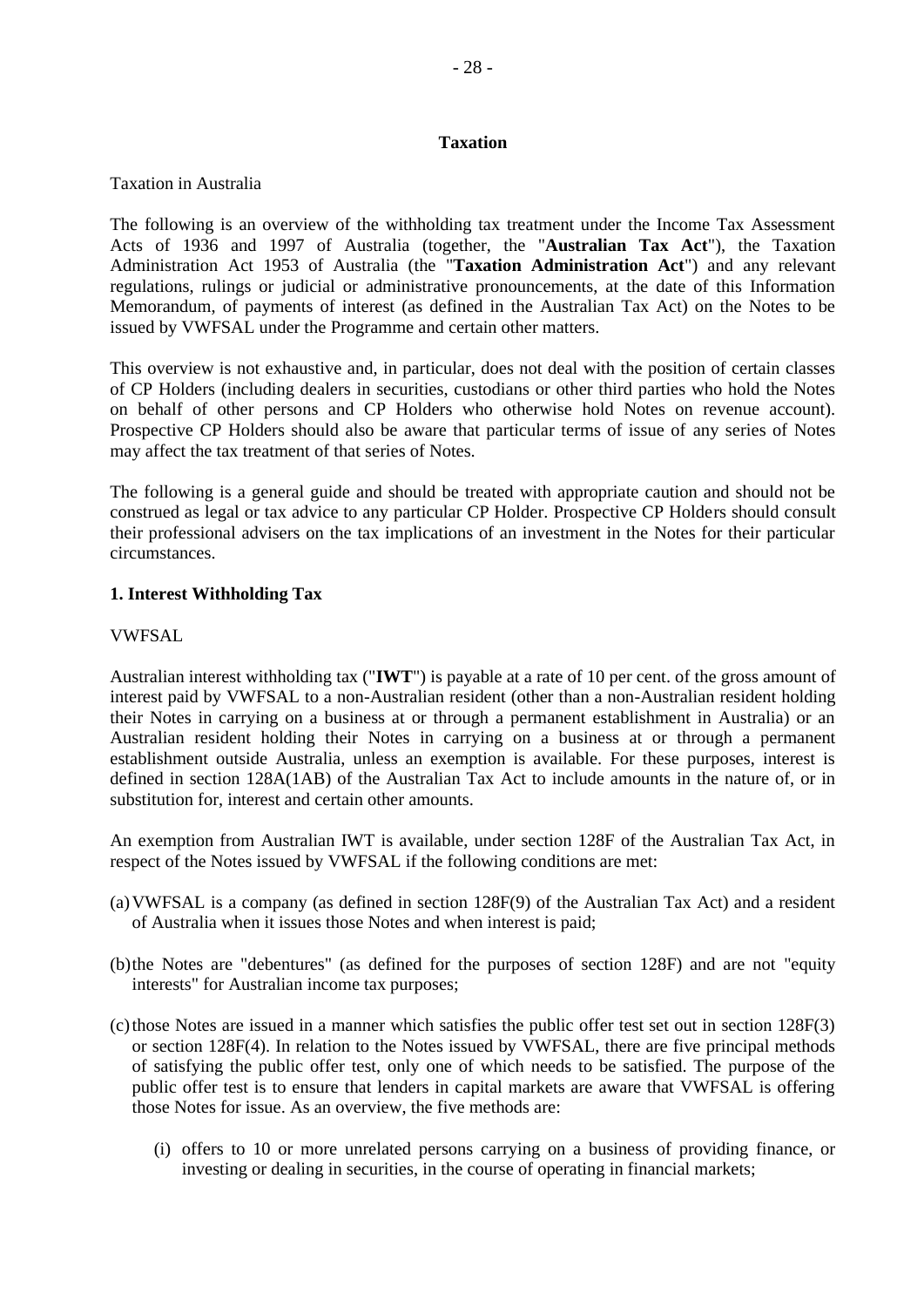## Taxation

Taxation in Australia

The following is an overview of the withholding tax treatment under the Income Tax Assessment Acts of 1936 and 1997 of Australia (together, the "**Australian Tax Act**"), the Taxation Administration Act 1953 of Australia (the "**Taxation Administration Act**") and any relevant regulations, rulings or judicial or administrative pronouncements, at the date of this Information Memorandum, of payments of interest (as defined in the Australian Tax Act) on the Notes to be issued by VWFSAL under the Programme and certain other matters.

This overview is not exhaustive and, in particular, does not deal with the position of certain classes of CP Holders (including dealers in securities, custodians or other third parties who hold the Notes on behalf of other persons and CP Holders who otherwise hold Notes on revenue account). Prospective CP Holders should also be aware that particular terms of issue of any series of Notes may affect the tax treatment of that series of Notes.

The following is a general guide and should be treated with appropriate caution and should not be construed as legal or tax advice to any particular CP Holder. Prospective CP Holders should consult their professional advisers on the tax implications of an investment in the Notes for their particular circumstances.

### 1. Interest Withholding Tax

VWFSAL

Australian interest withholding tax ("**IWT**") is payable at a rate of 10 per cent. of the gross amount of interest paid by VWFSAL to a non-Australian resident (other than a non-Australian resident holding their Notes in carrying on a business at or through a permanent establishment in Australia) or an Australian resident holding their Notes in carrying on a business at or through a permanent establishment outside Australia, unless an exemption is available. For these purposes, interest is defined in section 128A(1AB) of the Australian Tax Act to include amounts in the nature of, or in substitution for, interest and certain other amounts.

An exemption from Australian IWT is available, under section 128F of the Australian Tax Act, in respect of the Notes issued by VWFSAL if the following conditions are met:

(a) VWFSAL is a company (as defined in section 128F(9) of the Australian Tax Act) and a resident of Australia when it issues those Notes and when interest is paid;

(b) the Notes are "debentures" (as defined for the purposes of section 128F) and are not "equity interests" for Australian income tax purposes;

(c) those Notes are issued in a manner which satisfies the public offer test set out in section 128F(3) or section 128F(4). In relation to the Notes issued by VWFSAL, there are five principal methods of satisfying the public offer test, only one of which needs to be satisfied. The purpose of the public offer test is to ensure that lenders in capital markets are aware that VWFSAL is offering those Notes for issue. As an overview, the five methods are:

   (i) offers to 10 or more unrelated persons carrying on a business of providing finance, or investing or dealing in securities, in the course of operating in financial markets;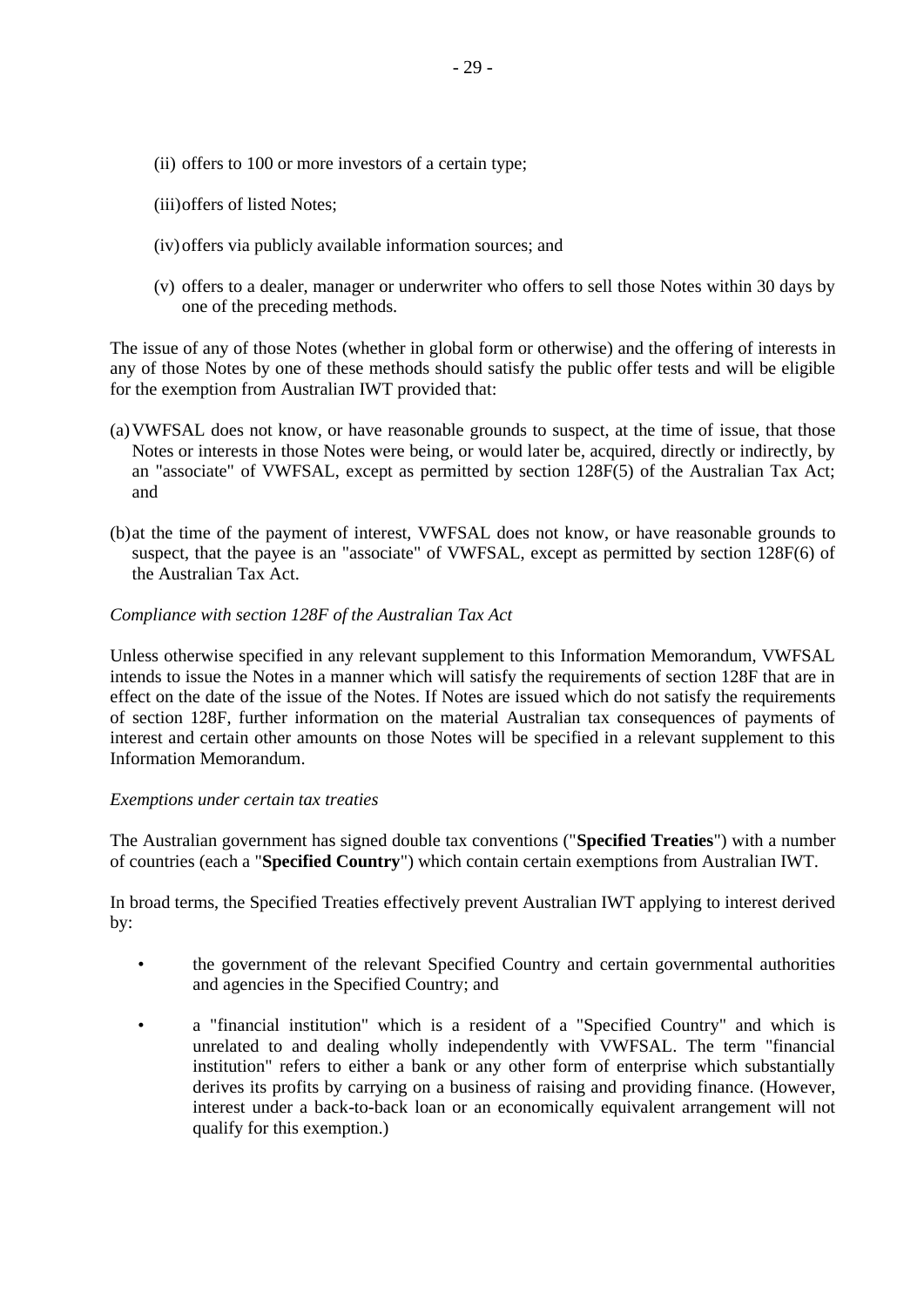(ii) offers to 100 or more investors of a certain type;

(iii) offers of listed Notes;

(iv) offers via publicly available information sources; and

(v) offers to a dealer, manager or underwriter who offers to sell those Notes within 30 days by one of the preceding methods.

The issue of any of those Notes (whether in global form or otherwise) and the offering of interests in any of those Notes by one of these methods should satisfy the public offer tests and will be eligible for the exemption from Australian IWT provided that:

(a) VWFSAL does not know, or have reasonable grounds to suspect, at the time of issue, that those Notes or interests in those Notes were being, or would later be, acquired, directly or indirectly, by an "associate" of VWFSAL, except as permitted by section 128F(5) of the Australian Tax Act; and

(b) at the time of the payment of interest, VWFSAL does not know, or have reasonable grounds to suspect, that the payee is an "associate" of VWFSAL, except as permitted by section 128F(6) of the Australian Tax Act.

*Compliance with section 128F of the Australian Tax Act*

Unless otherwise specified in any relevant supplement to this Information Memorandum, VWFSAL intends to issue the Notes in a manner which will satisfy the requirements of section 128F that are in effect on the date of the issue of the Notes. If Notes are issued which do not satisfy the requirements of section 128F, further information on the material Australian tax consequences of payments of interest and certain other amounts on those Notes will be specified in a relevant supplement to this Information Memorandum.

*Exemptions under certain tax treaties*

The Australian government has signed double tax conventions ("**Specified Treaties**") with a number of countries (each a "**Specified Country**") which contain certain exemptions from Australian IWT.

In broad terms, the Specified Treaties effectively prevent Australian IWT applying to interest derived by:

- the government of the relevant Specified Country and certain governmental authorities and agencies in the Specified Country; and
- a "financial institution" which is a resident of a "Specified Country" and which is unrelated to and dealing wholly independently with VWFSAL. The term "financial institution" refers to either a bank or any other form of enterprise which substantially derives its profits by carrying on a business of raising and providing finance. (However, interest under a back-to-back loan or an economically equivalent arrangement will not qualify for this exemption.)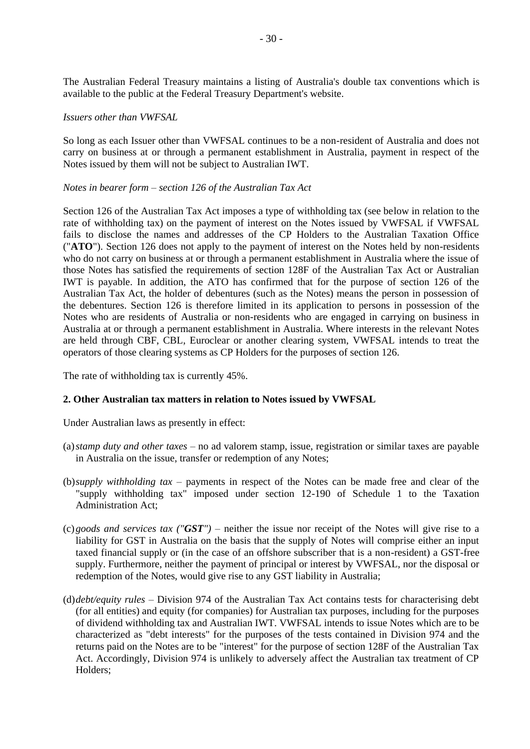The Australian Federal Treasury maintains a listing of Australia's double tax conventions which is available to the public at the Federal Treasury Department's website.

*Issuers other than VWFSAL*

So long as each Issuer other than VWFSAL continues to be a non-resident of Australia and does not carry on business at or through a permanent establishment in Australia, payment in respect of the Notes issued by them will not be subject to Australian IWT.

*Notes in bearer form – section 126 of the Australian Tax Act*

Section 126 of the Australian Tax Act imposes a type of withholding tax (see below in relation to the rate of withholding tax) on the payment of interest on the Notes issued by VWFSAL if VWFSAL fails to disclose the names and addresses of the CP Holders to the Australian Taxation Office ("**ATO**"). Section 126 does not apply to the payment of interest on the Notes held by non-residents who do not carry on business at or through a permanent establishment in Australia where the issue of those Notes has satisfied the requirements of section 128F of the Australian Tax Act or Australian IWT is payable. In addition, the ATO has confirmed that for the purpose of section 126 of the Australian Tax Act, the holder of debentures (such as the Notes) means the person in possession of the debentures. Section 126 is therefore limited in its application to persons in possession of the Notes who are residents of Australia or non-residents who are engaged in carrying on business in Australia at or through a permanent establishment in Australia. Where interests in the relevant Notes are held through CBF, CBL, Euroclear or another clearing system, VWFSAL intends to treat the operators of those clearing systems as CP Holders for the purposes of section 126.

The rate of withholding tax is currently 45%.

**2. Other Australian tax matters in relation to Notes issued by VWFSAL**

Under Australian laws as presently in effect:

(a) *stamp duty and other taxes* – no ad valorem stamp, issue, registration or similar taxes are payable in Australia on the issue, transfer or redemption of any Notes;

(b) *supply withholding tax* – payments in respect of the Notes can be made free and clear of the "supply withholding tax" imposed under section 12-190 of Schedule 1 to the Taxation Administration Act;

(c) *goods and services tax ("**GST**")* – neither the issue nor receipt of the Notes will give rise to a liability for GST in Australia on the basis that the supply of Notes will comprise either an input taxed financial supply or (in the case of an offshore subscriber that is a non-resident) a GST-free supply. Furthermore, neither the payment of principal or interest by VWFSAL, nor the disposal or redemption of the Notes, would give rise to any GST liability in Australia;

(d) *debt/equity rules* – Division 974 of the Australian Tax Act contains tests for characterising debt (for all entities) and equity (for companies) for Australian tax purposes, including for the purposes of dividend withholding tax and Australian IWT. VWFSAL intends to issue Notes which are to be characterized as "debt interests" for the purposes of the tests contained in Division 974 and the returns paid on the Notes are to be "interest" for the purpose of section 128F of the Australian Tax Act. Accordingly, Division 974 is unlikely to adversely affect the Australian tax treatment of CP Holders;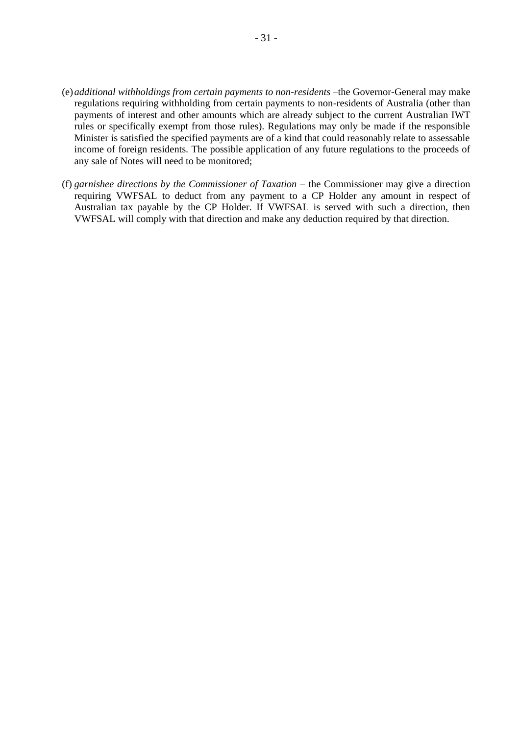(e) *additional withholdings from certain payments to non-residents* –the Governor-General may make regulations requiring withholding from certain payments to non-residents of Australia (other than payments of interest and other amounts which are already subject to the current Australian IWT rules or specifically exempt from those rules). Regulations may only be made if the responsible Minister is satisfied the specified payments are of a kind that could reasonably relate to assessable income of foreign residents. The possible application of any future regulations to the proceeds of any sale of Notes will need to be monitored;

(f) *garnishee directions by the Commissioner of Taxation* – the Commissioner may give a direction requiring VWFSAL to deduct from any payment to a CP Holder any amount in respect of Australian tax payable by the CP Holder. If VWFSAL is served with such a direction, then VWFSAL will comply with that direction and make any deduction required by that direction.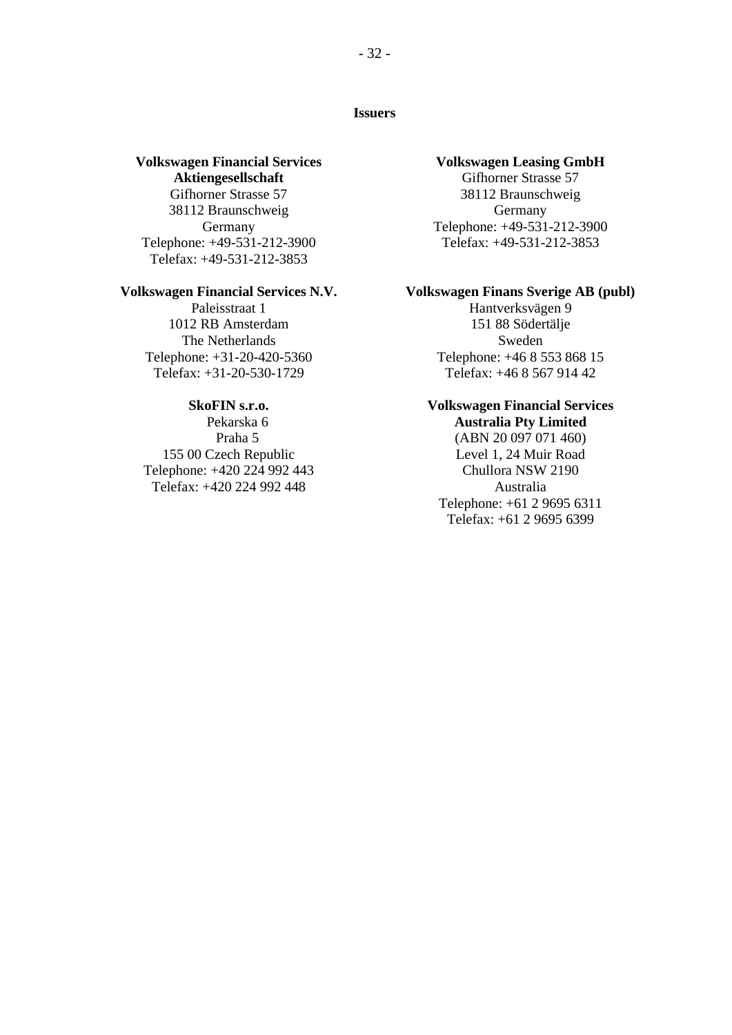**Issuers**

**Volkswagen Financial Services Aktiengesellschaft**
Gifhorner Strasse 57
38112 Braunschweig
Germany
Telephone: +49-531-212-3900
Telefax: +49-531-212-3853

**Volkswagen Leasing GmbH**
Gifhorner Strasse 57
38112 Braunschweig
Germany
Telephone: +49-531-212-3900
Telefax: +49-531-212-3853

**Volkswagen Financial Services N.V.**
Paleisstraat 1
1012 RB Amsterdam
The Netherlands
Telephone: +31-20-420-5360
Telefax: +31-20-530-1729

**Volkswagen Finans Sverige AB (publ)**
Hantverksvägen 9
151 88 Södertälje
Sweden
Telephone: +46 8 553 868 15
Telefax: +46 8 567 914 42

**SkoFIN s.r.o.**
Pekarska 6
Praha 5
155 00 Czech Republic
Telephone: +420 224 992 443
Telefax: +420 224 992 448

**Volkswagen Financial Services Australia Pty Limited**
(ABN 20 097 071 460)
Level 1, 24 Muir Road
Chullora NSW 2190
Australia
Telephone: +61 2 9695 6311
Telefax: +61 2 9695 6399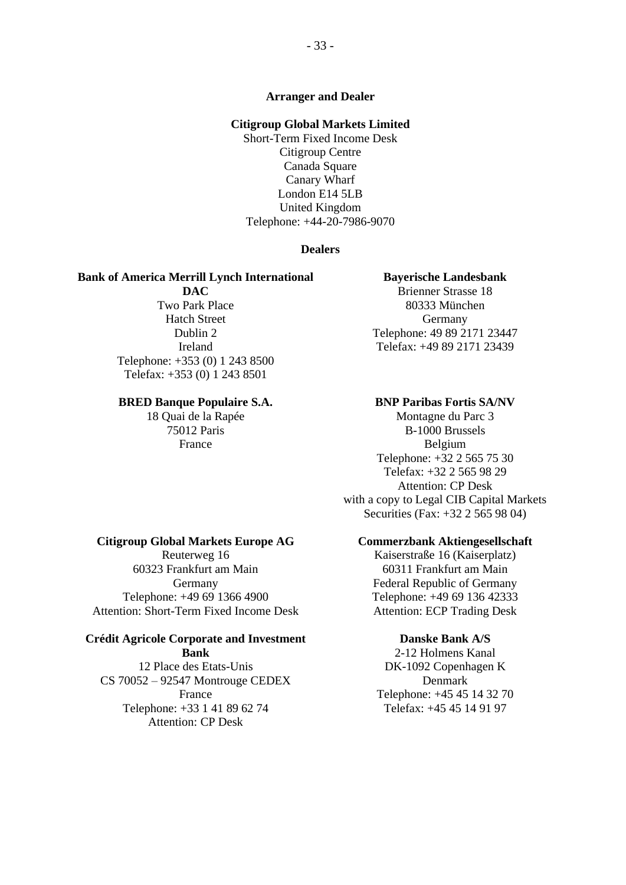**Arranger and Dealer**

**Citigroup Global Markets Limited**
Short-Term Fixed Income Desk
Citigroup Centre
Canada Square
Canary Wharf
London E14 5LB
United Kingdom
Telephone: +44-20-7986-9070

**Dealers**

**Bank of America Merrill Lynch International DAC**
Two Park Place
Hatch Street
Dublin 2
Ireland
Telephone: +353 (0) 1 243 8500
Telefax: +353 (0) 1 243 8501

**Bayerische Landesbank**
Brienner Strasse 18
80333 München
Germany
Telephone: 49 89 2171 23447
Telefax: +49 89 2171 23439

**BRED Banque Populaire S.A.**
18 Quai de la Rapée
75012 Paris
France

**BNP Paribas Fortis SA/NV**
Montagne du Parc 3
B-1000 Brussels
Belgium
Telephone: +32 2 565 75 30
Telefax: +32 2 565 98 29
Attention: CP Desk
with a copy to Legal CIB Capital Markets Securities (Fax: +32 2 565 98 04)

**Citigroup Global Markets Europe AG**
Reuterweg 16
60323 Frankfurt am Main
Germany
Telephone: +49 69 1366 4900
Attention: Short-Term Fixed Income Desk

**Commerzbank Aktiengesellschaft**
Kaiserstraße 16 (Kaiserplatz)
60311 Frankfurt am Main
Federal Republic of Germany
Telephone: +49 69 136 42333
Attention: ECP Trading Desk

**Crédit Agricole Corporate and Investment Bank**
12 Place des Etats-Unis
CS 70052 – 92547 Montrouge CEDEX
France
Telephone: +33 1 41 89 62 74
Attention: CP Desk

**Danske Bank A/S**
2-12 Holmens Kanal
DK-1092 Copenhagen K
Denmark
Telephone: +45 45 14 32 70
Telefax: +45 45 14 91 97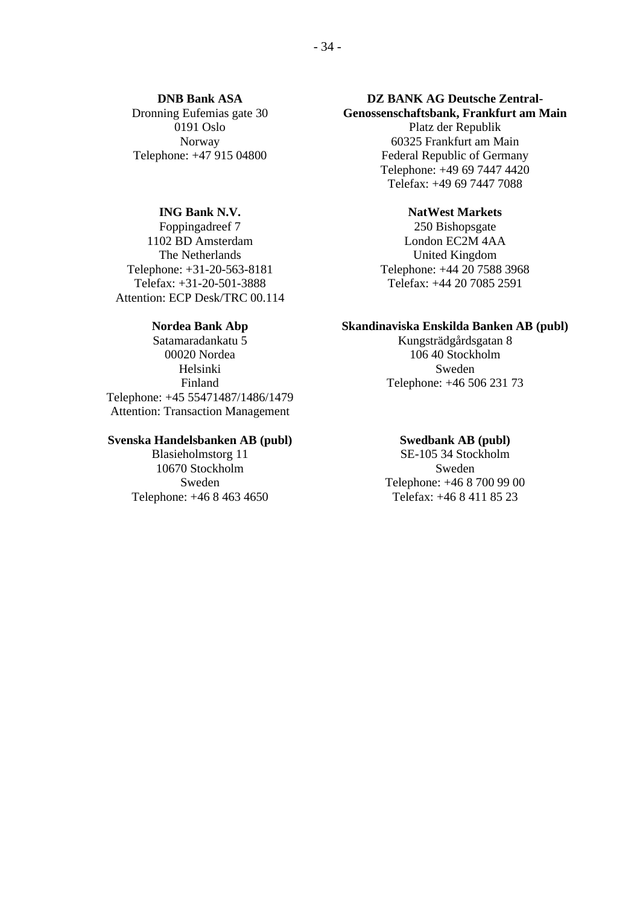**DNB Bank ASA**
Dronning Eufemias gate 30
0191 Oslo
Norway
Telephone: +47 915 04800

**DZ BANK AG Deutsche Zentral-Genossenschaftsbank, Frankfurt am Main**
Platz der Republik
60325 Frankfurt am Main
Federal Republic of Germany
Telephone: +49 69 7447 4420
Telefax: +49 69 7447 7088

**ING Bank N.V.**
Foppingadreef 7
1102 BD Amsterdam
The Netherlands
Telephone: +31-20-563-8181
Telefax: +31-20-501-3888
Attention: ECP Desk/TRC 00.114

**NatWest Markets**
250 Bishopsgate
London EC2M 4AA
United Kingdom
Telephone: +44 20 7588 3968
Telefax: +44 20 7085 2591

**Nordea Bank Abp**
Satamaradankatu 5
00020 Nordea
Helsinki
Finland
Telephone: +45 55471487/1486/1479
Attention: Transaction Management

**Skandinaviska Enskilda Banken AB (publ)**
Kungsträdgårdsgatan 8
106 40 Stockholm
Sweden
Telephone: +46 506 231 73

**Svenska Handelsbanken AB (publ)**
Blasieholmstorg 11
10670 Stockholm
Sweden
Telephone: +46 8 463 4650

**Swedbank AB (publ)**
SE-105 34 Stockholm
Sweden
Telephone: +46 8 700 99 00
Telefax: +46 8 411 85 23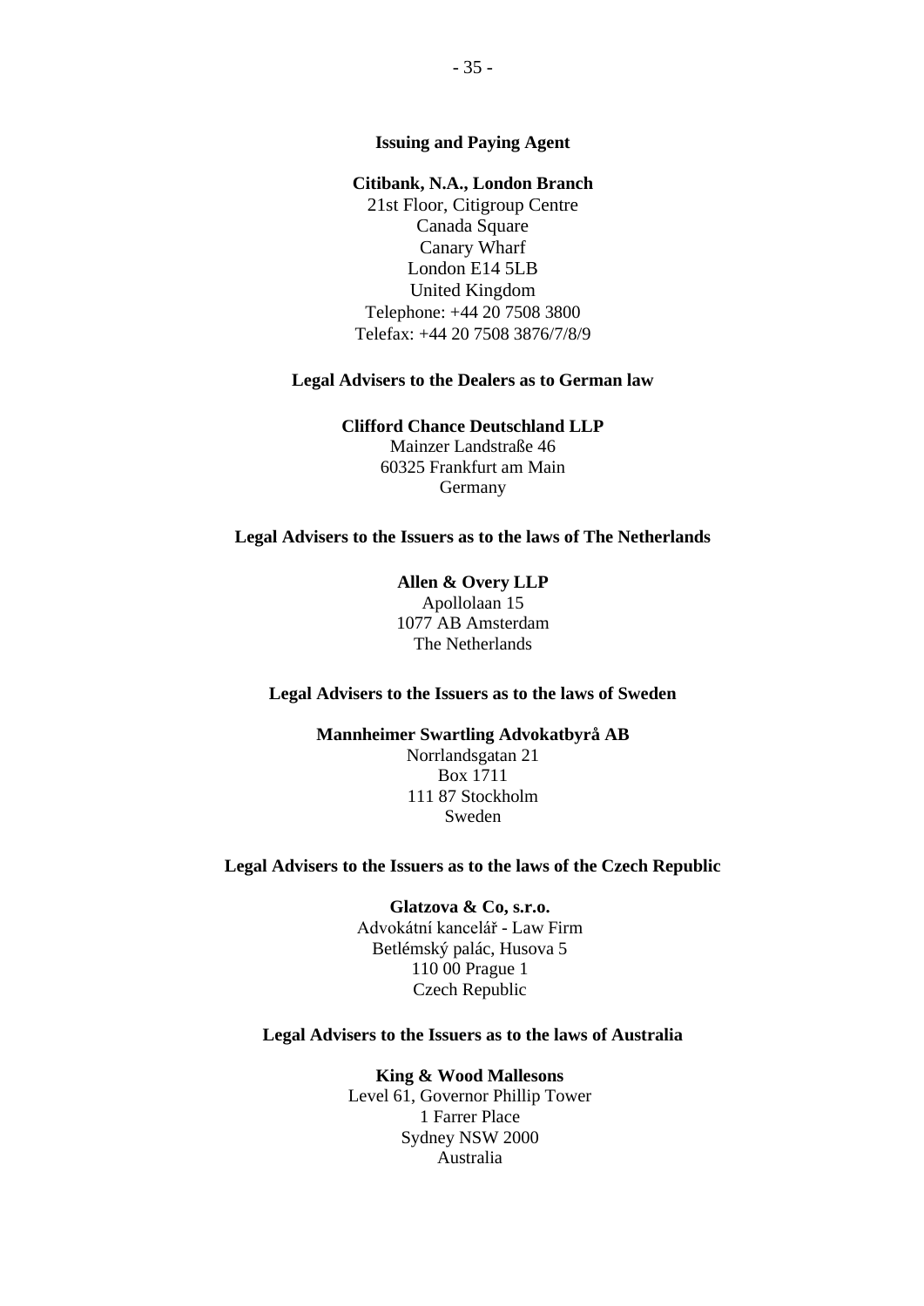**Issuing and Paying Agent**

**Citibank, N.A., London Branch**
21st Floor, Citigroup Centre
Canada Square
Canary Wharf
London E14 5LB
United Kingdom
Telephone: +44 20 7508 3800
Telefax: +44 20 7508 3876/7/8/9

**Legal Advisers to the Dealers as to German law**

**Clifford Chance Deutschland LLP**
Mainzer Landstraße 46
60325 Frankfurt am Main
Germany

**Legal Advisers to the Issuers as to the laws of The Netherlands**

**Allen & Overy LLP**
Apollolaan 15
1077 AB Amsterdam
The Netherlands

**Legal Advisers to the Issuers as to the laws of Sweden**

**Mannheimer Swartling Advokatbyrå AB**
Norrlandsgatan 21
Box 1711
111 87 Stockholm
Sweden

**Legal Advisers to the Issuers as to the laws of the Czech Republic**

**Glatzova & Co, s.r.o.**
Advokátní kancelář - Law Firm
Betlémský palác, Husova 5
110 00 Prague 1
Czech Republic

**Legal Advisers to the Issuers as to the laws of Australia**

**King & Wood Mallesons**
Level 61, Governor Phillip Tower
1 Farrer Place
Sydney NSW 2000
Australia